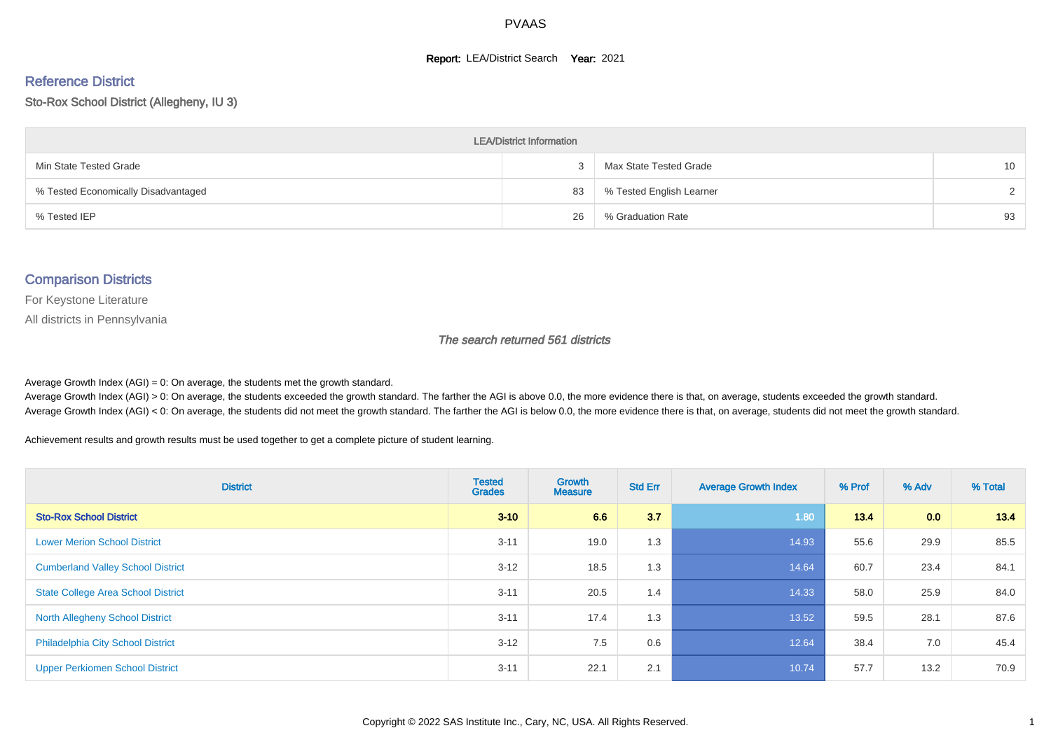# PVAAS

**Report:** LEA/District Search **Year:** 2021

## Reference District

Sto-Rox School District (Allegheny, IU 3)

| LEA/District Information | | | |
|---|---|---|---|
| Min State Tested Grade | 3 | Max State Tested Grade | 10 |
| % Tested Economically Disadvantaged | 83 | % Tested English Learner | 2 |
| % Tested IEP | 26 | % Graduation Rate | 93 |

## Comparison Districts

For Keystone Literature

All districts in Pennsylvania

*The search returned 561 districts*

Average Growth Index (AGI) = 0: On average, the students met the growth standard.
Average Growth Index (AGI) > 0: On average, the students exceeded the growth standard. The farther the AGI is above 0.0, the more evidence there is that, on average, students exceeded the growth standard.
Average Growth Index (AGI) < 0: On average, the students did not meet the growth standard. The farther the AGI is below 0.0, the more evidence there is that, on average, students did not meet the growth standard.

Achievement results and growth results must be used together to get a complete picture of student learning.

| District | Tested Grades | Growth Measure | Std Err | Average Growth Index | % Prof | % Adv | % Total |
|---|---|---|---|---|---|---|---|
| **Sto-Rox School District** | **3-10** | **6.6** | **3.7** | 1.80 | **13.4** | **0.0** | **13.4** |
| Lower Merion School District | 3-11 | 19.0 | 1.3 | 14.93 | 55.6 | 29.9 | 85.5 |
| Cumberland Valley School District | 3-12 | 18.5 | 1.3 | 14.64 | 60.7 | 23.4 | 84.1 |
| State College Area School District | 3-11 | 20.5 | 1.4 | 14.33 | 58.0 | 25.9 | 84.0 |
| North Allegheny School District | 3-11 | 17.4 | 1.3 | 13.52 | 59.5 | 28.1 | 87.6 |
| Philadelphia City School District | 3-12 | 7.5 | 0.6 | 12.64 | 38.4 | 7.0 | 45.4 |
| Upper Perkiomen School District | 3-11 | 22.1 | 2.1 | 10.74 | 57.7 | 13.2 | 70.9 |

Copyright © 2022 SAS Institute Inc., Cary, NC, USA. All Rights Reserved.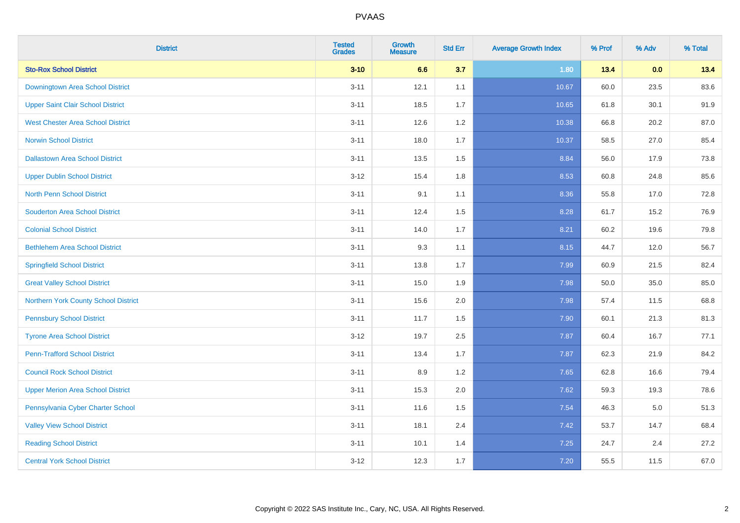| District | Tested Grades | Growth Measure | Std Err | Average Growth Index | % Prof | % Adv | % Total |
|---|---|---|---|---|---|---|---|
| **Sto-Rox School District** | **3-10** | **6.6** | **3.7** | **1.80** | **13.4** | **0.0** | **13.4** |
| Downingtown Area School District | 3-11 | 12.1 | 1.1 | 10.67 | 60.0 | 23.5 | 83.6 |
| Upper Saint Clair School District | 3-11 | 18.5 | 1.7 | 10.65 | 61.8 | 30.1 | 91.9 |
| West Chester Area School District | 3-11 | 12.6 | 1.2 | 10.38 | 66.8 | 20.2 | 87.0 |
| Norwin School District | 3-11 | 18.0 | 1.7 | 10.37 | 58.5 | 27.0 | 85.4 |
| Dallastown Area School District | 3-11 | 13.5 | 1.5 | 8.84 | 56.0 | 17.9 | 73.8 |
| Upper Dublin School District | 3-12 | 15.4 | 1.8 | 8.53 | 60.8 | 24.8 | 85.6 |
| North Penn School District | 3-11 | 9.1 | 1.1 | 8.36 | 55.8 | 17.0 | 72.8 |
| Souderton Area School District | 3-11 | 12.4 | 1.5 | 8.28 | 61.7 | 15.2 | 76.9 |
| Colonial School District | 3-11 | 14.0 | 1.7 | 8.21 | 60.2 | 19.6 | 79.8 |
| Bethlehem Area School District | 3-11 | 9.3 | 1.1 | 8.15 | 44.7 | 12.0 | 56.7 |
| Springfield School District | 3-11 | 13.8 | 1.7 | 7.99 | 60.9 | 21.5 | 82.4 |
| Great Valley School District | 3-11 | 15.0 | 1.9 | 7.98 | 50.0 | 35.0 | 85.0 |
| Northern York County School District | 3-11 | 15.6 | 2.0 | 7.98 | 57.4 | 11.5 | 68.8 |
| Pennsbury School District | 3-11 | 11.7 | 1.5 | 7.90 | 60.1 | 21.3 | 81.3 |
| Tyrone Area School District | 3-12 | 19.7 | 2.5 | 7.87 | 60.4 | 16.7 | 77.1 |
| Penn-Trafford School District | 3-11 | 13.4 | 1.7 | 7.87 | 62.3 | 21.9 | 84.2 |
| Council Rock School District | 3-11 | 8.9 | 1.2 | 7.65 | 62.8 | 16.6 | 79.4 |
| Upper Merion Area School District | 3-11 | 15.3 | 2.0 | 7.62 | 59.3 | 19.3 | 78.6 |
| Pennsylvania Cyber Charter School | 3-11 | 11.6 | 1.5 | 7.54 | 46.3 | 5.0 | 51.3 |
| Valley View School District | 3-11 | 18.1 | 2.4 | 7.42 | 53.7 | 14.7 | 68.4 |
| Reading School District | 3-11 | 10.1 | 1.4 | 7.25 | 24.7 | 2.4 | 27.2 |
| Central York School District | 3-12 | 12.3 | 1.7 | 7.20 | 55.5 | 11.5 | 67.0 |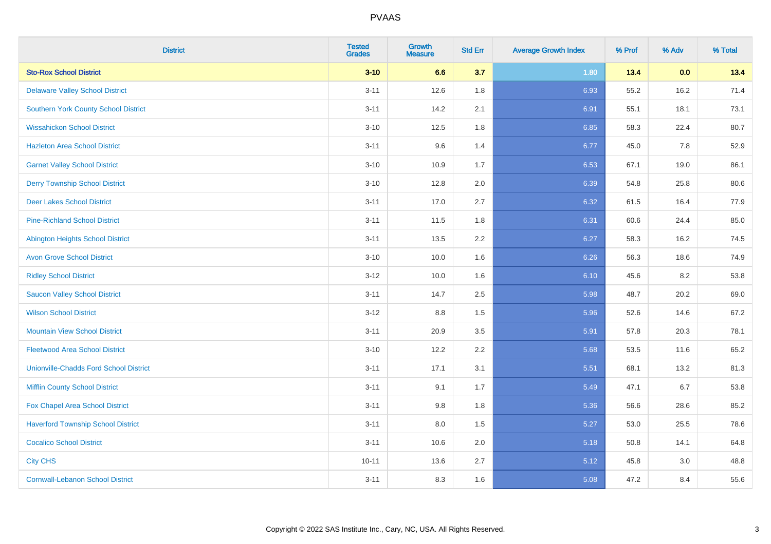| District | Tested Grades | Growth Measure | Std Err | Average Growth Index | % Prof | % Adv | % Total |
|---|---|---|---|---|---|---|---|
| **Sto-Rox School District** | **3-10** | **6.6** | **3.7** | **1.80** | **13.4** | **0.0** | **13.4** |
| Delaware Valley School District | 3-11 | 12.6 | 1.8 | 6.93 | 55.2 | 16.2 | 71.4 |
| Southern York County School District | 3-11 | 14.2 | 2.1 | 6.91 | 55.1 | 18.1 | 73.1 |
| Wissahickon School District | 3-10 | 12.5 | 1.8 | 6.85 | 58.3 | 22.4 | 80.7 |
| Hazleton Area School District | 3-11 | 9.6 | 1.4 | 6.77 | 45.0 | 7.8 | 52.9 |
| Garnet Valley School District | 3-10 | 10.9 | 1.7 | 6.53 | 67.1 | 19.0 | 86.1 |
| Derry Township School District | 3-10 | 12.8 | 2.0 | 6.39 | 54.8 | 25.8 | 80.6 |
| Deer Lakes School District | 3-11 | 17.0 | 2.7 | 6.32 | 61.5 | 16.4 | 77.9 |
| Pine-Richland School District | 3-11 | 11.5 | 1.8 | 6.31 | 60.6 | 24.4 | 85.0 |
| Abington Heights School District | 3-11 | 13.5 | 2.2 | 6.27 | 58.3 | 16.2 | 74.5 |
| Avon Grove School District | 3-10 | 10.0 | 1.6 | 6.26 | 56.3 | 18.6 | 74.9 |
| Ridley School District | 3-12 | 10.0 | 1.6 | 6.10 | 45.6 | 8.2 | 53.8 |
| Saucon Valley School District | 3-11 | 14.7 | 2.5 | 5.98 | 48.7 | 20.2 | 69.0 |
| Wilson School District | 3-12 | 8.8 | 1.5 | 5.96 | 52.6 | 14.6 | 67.2 |
| Mountain View School District | 3-11 | 20.9 | 3.5 | 5.91 | 57.8 | 20.3 | 78.1 |
| Fleetwood Area School District | 3-10 | 12.2 | 2.2 | 5.68 | 53.5 | 11.6 | 65.2 |
| Unionville-Chadds Ford School District | 3-11 | 17.1 | 3.1 | 5.51 | 68.1 | 13.2 | 81.3 |
| Mifflin County School District | 3-11 | 9.1 | 1.7 | 5.49 | 47.1 | 6.7 | 53.8 |
| Fox Chapel Area School District | 3-11 | 9.8 | 1.8 | 5.36 | 56.6 | 28.6 | 85.2 |
| Haverford Township School District | 3-11 | 8.0 | 1.5 | 5.27 | 53.0 | 25.5 | 78.6 |
| Cocalico School District | 3-11 | 10.6 | 2.0 | 5.18 | 50.8 | 14.1 | 64.8 |
| City CHS | 10-11 | 13.6 | 2.7 | 5.12 | 45.8 | 3.0 | 48.8 |
| Cornwall-Lebanon School District | 3-11 | 8.3 | 1.6 | 5.08 | 47.2 | 8.4 | 55.6 |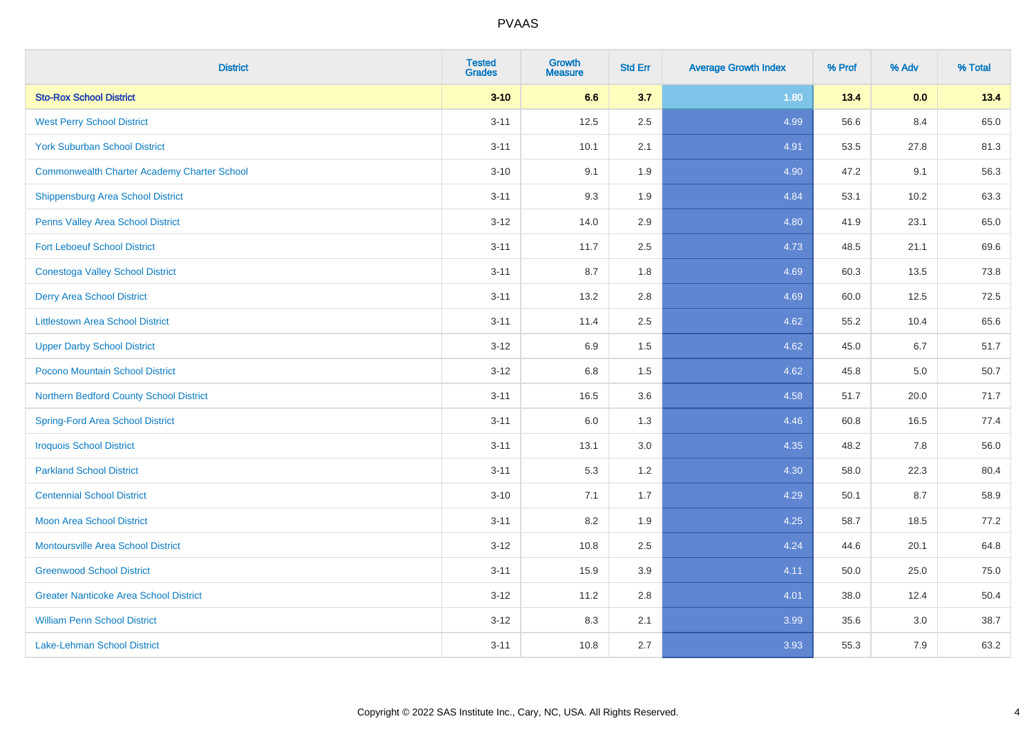| District | Tested Grades | Growth Measure | Std Err | Average Growth Index | % Prof | % Adv | % Total |
|---|---|---|---|---|---|---|---|
| **Sto-Rox School District** | **3-10** | **6.6** | **3.7** | **1.80** | **13.4** | **0.0** | **13.4** |
| West Perry School District | 3-11 | 12.5 | 2.5 | 4.99 | 56.6 | 8.4 | 65.0 |
| York Suburban School District | 3-11 | 10.1 | 2.1 | 4.91 | 53.5 | 27.8 | 81.3 |
| Commonwealth Charter Academy Charter School | 3-10 | 9.1 | 1.9 | 4.90 | 47.2 | 9.1 | 56.3 |
| Shippensburg Area School District | 3-11 | 9.3 | 1.9 | 4.84 | 53.1 | 10.2 | 63.3 |
| Penns Valley Area School District | 3-12 | 14.0 | 2.9 | 4.80 | 41.9 | 23.1 | 65.0 |
| Fort Leboeuf School District | 3-11 | 11.7 | 2.5 | 4.73 | 48.5 | 21.1 | 69.6 |
| Conestoga Valley School District | 3-11 | 8.7 | 1.8 | 4.69 | 60.3 | 13.5 | 73.8 |
| Derry Area School District | 3-11 | 13.2 | 2.8 | 4.69 | 60.0 | 12.5 | 72.5 |
| Littlestown Area School District | 3-11 | 11.4 | 2.5 | 4.62 | 55.2 | 10.4 | 65.6 |
| Upper Darby School District | 3-12 | 6.9 | 1.5 | 4.62 | 45.0 | 6.7 | 51.7 |
| Pocono Mountain School District | 3-12 | 6.8 | 1.5 | 4.62 | 45.8 | 5.0 | 50.7 |
| Northern Bedford County School District | 3-11 | 16.5 | 3.6 | 4.58 | 51.7 | 20.0 | 71.7 |
| Spring-Ford Area School District | 3-11 | 6.0 | 1.3 | 4.46 | 60.8 | 16.5 | 77.4 |
| Iroquois School District | 3-11 | 13.1 | 3.0 | 4.35 | 48.2 | 7.8 | 56.0 |
| Parkland School District | 3-11 | 5.3 | 1.2 | 4.30 | 58.0 | 22.3 | 80.4 |
| Centennial School District | 3-10 | 7.1 | 1.7 | 4.29 | 50.1 | 8.7 | 58.9 |
| Moon Area School District | 3-11 | 8.2 | 1.9 | 4.25 | 58.7 | 18.5 | 77.2 |
| Montoursville Area School District | 3-12 | 10.8 | 2.5 | 4.24 | 44.6 | 20.1 | 64.8 |
| Greenwood School District | 3-11 | 15.9 | 3.9 | 4.11 | 50.0 | 25.0 | 75.0 |
| Greater Nanticoke Area School District | 3-12 | 11.2 | 2.8 | 4.01 | 38.0 | 12.4 | 50.4 |
| William Penn School District | 3-12 | 8.3 | 2.1 | 3.99 | 35.6 | 3.0 | 38.7 |
| Lake-Lehman School District | 3-11 | 10.8 | 2.7 | 3.93 | 55.3 | 7.9 | 63.2 |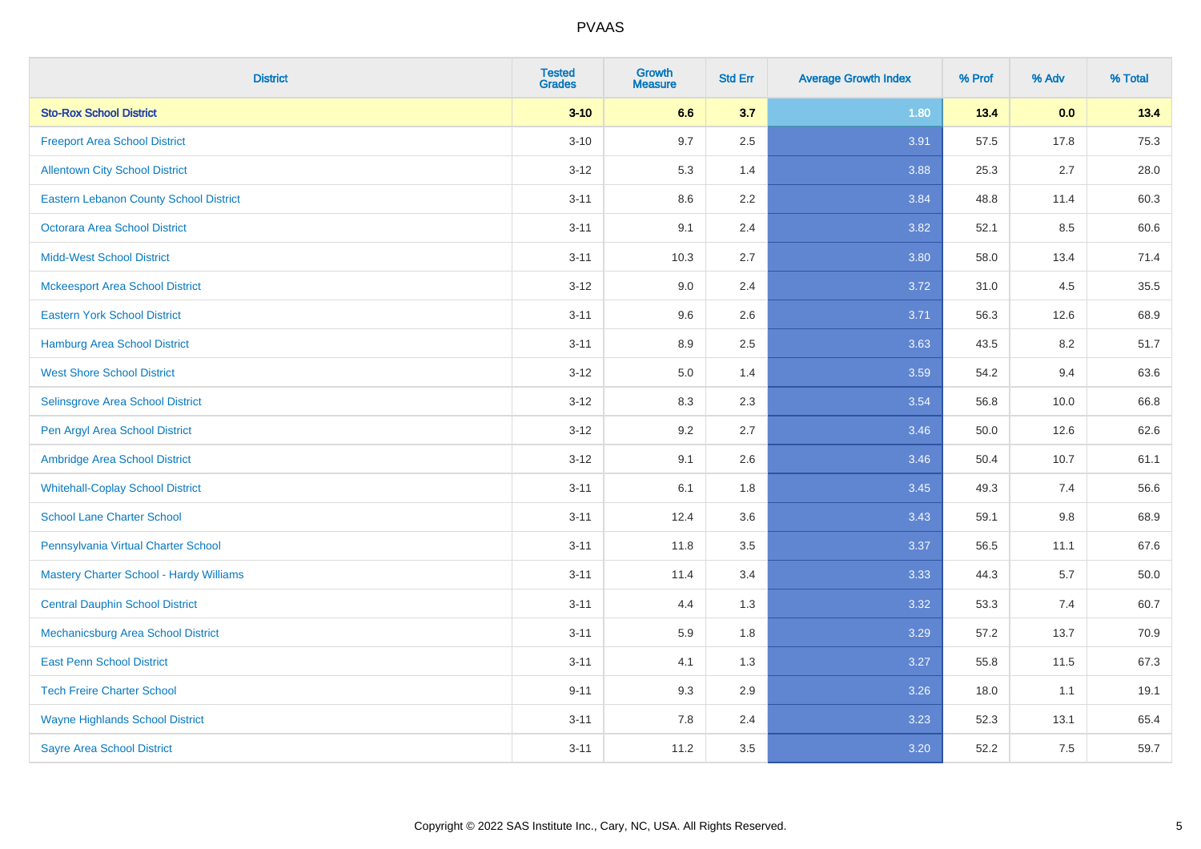# PVAAS

| District | Tested Grades | Growth Measure | Std Err | Average Growth Index | % Prof | % Adv | % Total |
|---|---|---|---|---|---|---|---|
| **Sto-Rox School District** | **3-10** | **6.6** | **3.7** | **1.80** | **13.4** | **0.0** | **13.4** |
| Freeport Area School District | 3-10 | 9.7 | 2.5 | 3.91 | 57.5 | 17.8 | 75.3 |
| Allentown City School District | 3-12 | 5.3 | 1.4 | 3.88 | 25.3 | 2.7 | 28.0 |
| Eastern Lebanon County School District | 3-11 | 8.6 | 2.2 | 3.84 | 48.8 | 11.4 | 60.3 |
| Octorara Area School District | 3-11 | 9.1 | 2.4 | 3.82 | 52.1 | 8.5 | 60.6 |
| Midd-West School District | 3-11 | 10.3 | 2.7 | 3.80 | 58.0 | 13.4 | 71.4 |
| Mckeesport Area School District | 3-12 | 9.0 | 2.4 | 3.72 | 31.0 | 4.5 | 35.5 |
| Eastern York School District | 3-11 | 9.6 | 2.6 | 3.71 | 56.3 | 12.6 | 68.9 |
| Hamburg Area School District | 3-11 | 8.9 | 2.5 | 3.63 | 43.5 | 8.2 | 51.7 |
| West Shore School District | 3-12 | 5.0 | 1.4 | 3.59 | 54.2 | 9.4 | 63.6 |
| Selinsgrove Area School District | 3-12 | 8.3 | 2.3 | 3.54 | 56.8 | 10.0 | 66.8 |
| Pen Argyl Area School District | 3-12 | 9.2 | 2.7 | 3.46 | 50.0 | 12.6 | 62.6 |
| Ambridge Area School District | 3-12 | 9.1 | 2.6 | 3.46 | 50.4 | 10.7 | 61.1 |
| Whitehall-Coplay School District | 3-11 | 6.1 | 1.8 | 3.45 | 49.3 | 7.4 | 56.6 |
| School Lane Charter School | 3-11 | 12.4 | 3.6 | 3.43 | 59.1 | 9.8 | 68.9 |
| Pennsylvania Virtual Charter School | 3-11 | 11.8 | 3.5 | 3.37 | 56.5 | 11.1 | 67.6 |
| Mastery Charter School - Hardy Williams | 3-11 | 11.4 | 3.4 | 3.33 | 44.3 | 5.7 | 50.0 |
| Central Dauphin School District | 3-11 | 4.4 | 1.3 | 3.32 | 53.3 | 7.4 | 60.7 |
| Mechanicsburg Area School District | 3-11 | 5.9 | 1.8 | 3.29 | 57.2 | 13.7 | 70.9 |
| East Penn School District | 3-11 | 4.1 | 1.3 | 3.27 | 55.8 | 11.5 | 67.3 |
| Tech Freire Charter School | 9-11 | 9.3 | 2.9 | 3.26 | 18.0 | 1.1 | 19.1 |
| Wayne Highlands School District | 3-11 | 7.8 | 2.4 | 3.23 | 52.3 | 13.1 | 65.4 |
| Sayre Area School District | 3-11 | 11.2 | 3.5 | 3.20 | 52.2 | 7.5 | 59.7 |

Copyright © 2022 SAS Institute Inc., Cary, NC, USA. All Rights Reserved.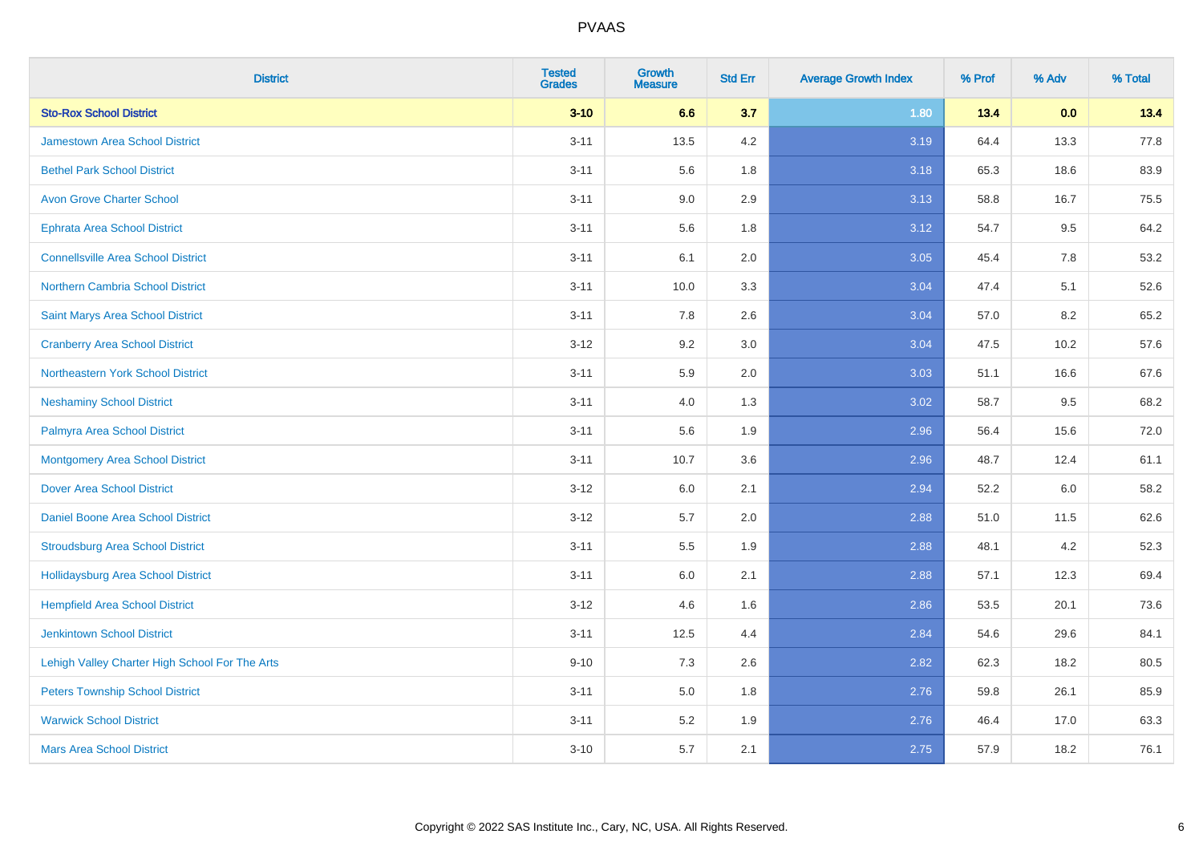| District | Tested Grades | Growth Measure | Std Err | Average Growth Index | % Prof | % Adv | % Total |
|---|---|---|---|---|---|---|---|
| **Sto-Rox School District** | **3-10** | **6.6** | **3.7** | **1.80** | **13.4** | **0.0** | **13.4** |
| Jamestown Area School District | 3-11 | 13.5 | 4.2 | 3.19 | 64.4 | 13.3 | 77.8 |
| Bethel Park School District | 3-11 | 5.6 | 1.8 | 3.18 | 65.3 | 18.6 | 83.9 |
| Avon Grove Charter School | 3-11 | 9.0 | 2.9 | 3.13 | 58.8 | 16.7 | 75.5 |
| Ephrata Area School District | 3-11 | 5.6 | 1.8 | 3.12 | 54.7 | 9.5 | 64.2 |
| Connellsville Area School District | 3-11 | 6.1 | 2.0 | 3.05 | 45.4 | 7.8 | 53.2 |
| Northern Cambria School District | 3-11 | 10.0 | 3.3 | 3.04 | 47.4 | 5.1 | 52.6 |
| Saint Marys Area School District | 3-11 | 7.8 | 2.6 | 3.04 | 57.0 | 8.2 | 65.2 |
| Cranberry Area School District | 3-12 | 9.2 | 3.0 | 3.04 | 47.5 | 10.2 | 57.6 |
| Northeastern York School District | 3-11 | 5.9 | 2.0 | 3.03 | 51.1 | 16.6 | 67.6 |
| Neshaminy School District | 3-11 | 4.0 | 1.3 | 3.02 | 58.7 | 9.5 | 68.2 |
| Palmyra Area School District | 3-11 | 5.6 | 1.9 | 2.96 | 56.4 | 15.6 | 72.0 |
| Montgomery Area School District | 3-11 | 10.7 | 3.6 | 2.96 | 48.7 | 12.4 | 61.1 |
| Dover Area School District | 3-12 | 6.0 | 2.1 | 2.94 | 52.2 | 6.0 | 58.2 |
| Daniel Boone Area School District | 3-12 | 5.7 | 2.0 | 2.88 | 51.0 | 11.5 | 62.6 |
| Stroudsburg Area School District | 3-11 | 5.5 | 1.9 | 2.88 | 48.1 | 4.2 | 52.3 |
| Hollidaysburg Area School District | 3-11 | 6.0 | 2.1 | 2.88 | 57.1 | 12.3 | 69.4 |
| Hempfield Area School District | 3-12 | 4.6 | 1.6 | 2.86 | 53.5 | 20.1 | 73.6 |
| Jenkintown School District | 3-11 | 12.5 | 4.4 | 2.84 | 54.6 | 29.6 | 84.1 |
| Lehigh Valley Charter High School For The Arts | 9-10 | 7.3 | 2.6 | 2.82 | 62.3 | 18.2 | 80.5 |
| Peters Township School District | 3-11 | 5.0 | 1.8 | 2.76 | 59.8 | 26.1 | 85.9 |
| Warwick School District | 3-11 | 5.2 | 1.9 | 2.76 | 46.4 | 17.0 | 63.3 |
| Mars Area School District | 3-10 | 5.7 | 2.1 | 2.75 | 57.9 | 18.2 | 76.1 |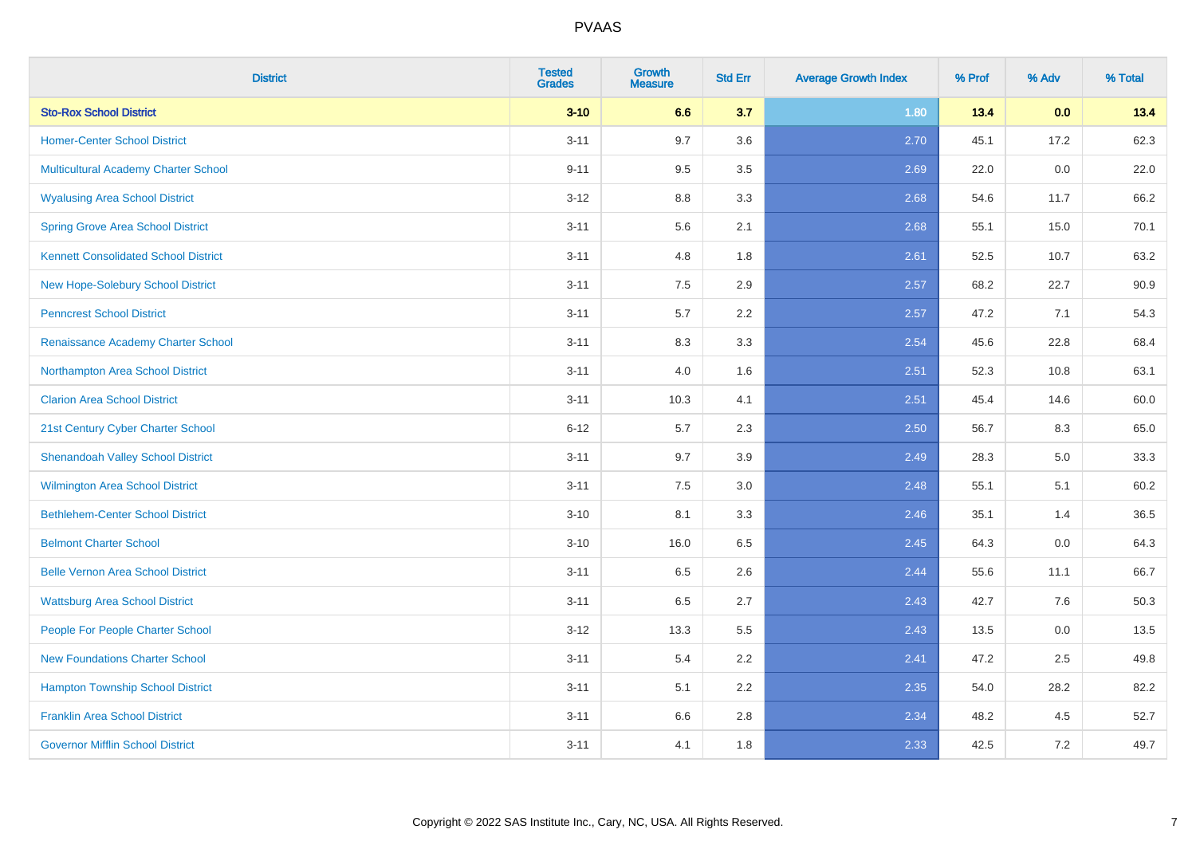# PVAAS

| District | Tested Grades | Growth Measure | Std Err | Average Growth Index | % Prof | % Adv | % Total |
|---|---|---|---|---|---|---|---|
| **Sto-Rox School District** | **3-10** | **6.6** | **3.7** | **1.80** | **13.4** | **0.0** | **13.4** |
| Homer-Center School District | 3-11 | 9.7 | 3.6 | 2.70 | 45.1 | 17.2 | 62.3 |
| Multicultural Academy Charter School | 9-11 | 9.5 | 3.5 | 2.69 | 22.0 | 0.0 | 22.0 |
| Wyalusing Area School District | 3-12 | 8.8 | 3.3 | 2.68 | 54.6 | 11.7 | 66.2 |
| Spring Grove Area School District | 3-11 | 5.6 | 2.1 | 2.68 | 55.1 | 15.0 | 70.1 |
| Kennett Consolidated School District | 3-11 | 4.8 | 1.8 | 2.61 | 52.5 | 10.7 | 63.2 |
| New Hope-Solebury School District | 3-11 | 7.5 | 2.9 | 2.57 | 68.2 | 22.7 | 90.9 |
| Penncrest School District | 3-11 | 5.7 | 2.2 | 2.57 | 47.2 | 7.1 | 54.3 |
| Renaissance Academy Charter School | 3-11 | 8.3 | 3.3 | 2.54 | 45.6 | 22.8 | 68.4 |
| Northampton Area School District | 3-11 | 4.0 | 1.6 | 2.51 | 52.3 | 10.8 | 63.1 |
| Clarion Area School District | 3-11 | 10.3 | 4.1 | 2.51 | 45.4 | 14.6 | 60.0 |
| 21st Century Cyber Charter School | 6-12 | 5.7 | 2.3 | 2.50 | 56.7 | 8.3 | 65.0 |
| Shenandoah Valley School District | 3-11 | 9.7 | 3.9 | 2.49 | 28.3 | 5.0 | 33.3 |
| Wilmington Area School District | 3-11 | 7.5 | 3.0 | 2.48 | 55.1 | 5.1 | 60.2 |
| Bethlehem-Center School District | 3-10 | 8.1 | 3.3 | 2.46 | 35.1 | 1.4 | 36.5 |
| Belmont Charter School | 3-10 | 16.0 | 6.5 | 2.45 | 64.3 | 0.0 | 64.3 |
| Belle Vernon Area School District | 3-11 | 6.5 | 2.6 | 2.44 | 55.6 | 11.1 | 66.7 |
| Wattsburg Area School District | 3-11 | 6.5 | 2.7 | 2.43 | 42.7 | 7.6 | 50.3 |
| People For People Charter School | 3-12 | 13.3 | 5.5 | 2.43 | 13.5 | 0.0 | 13.5 |
| New Foundations Charter School | 3-11 | 5.4 | 2.2 | 2.41 | 47.2 | 2.5 | 49.8 |
| Hampton Township School District | 3-11 | 5.1 | 2.2 | 2.35 | 54.0 | 28.2 | 82.2 |
| Franklin Area School District | 3-11 | 6.6 | 2.8 | 2.34 | 48.2 | 4.5 | 52.7 |
| Governor Mifflin School District | 3-11 | 4.1 | 1.8 | 2.33 | 42.5 | 7.2 | 49.7 |

Copyright © 2022 SAS Institute Inc., Cary, NC, USA. All Rights Reserved.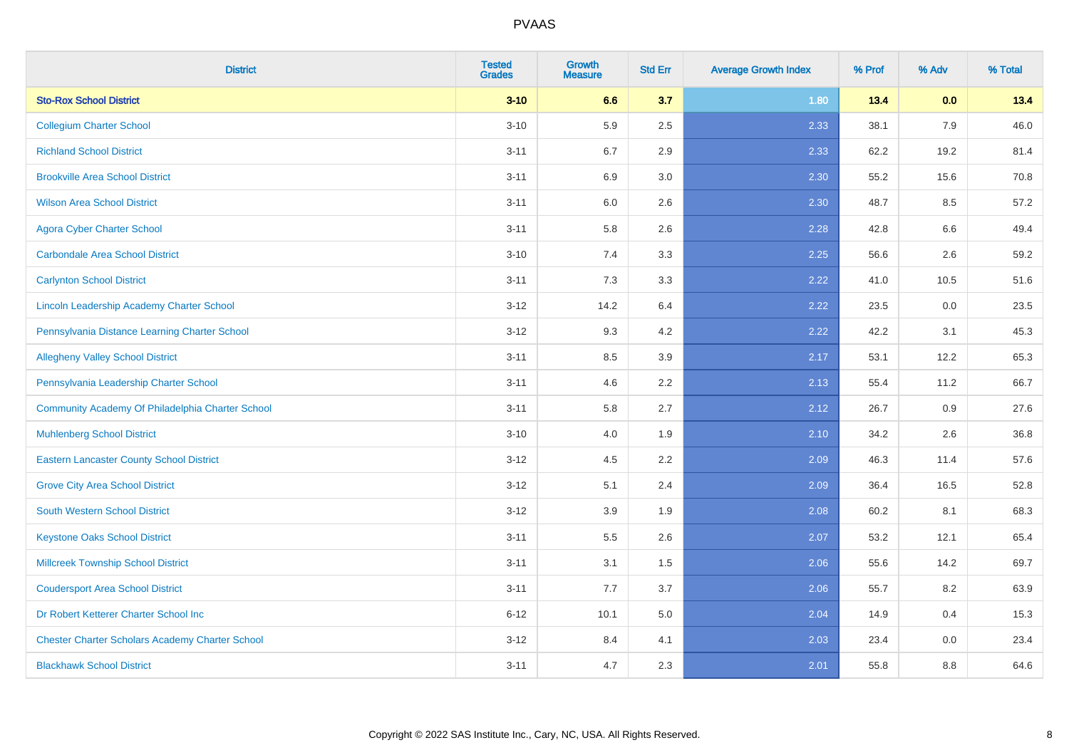| District | Tested Grades | Growth Measure | Std Err | Average Growth Index | % Prof | % Adv | % Total |
|---|---|---|---|---|---|---|---|
| **Sto-Rox School District** | **3-10** | **6.6** | **3.7** | **1.80** | **13.4** | **0.0** | **13.4** |
| Collegium Charter School | 3-10 | 5.9 | 2.5 | 2.33 | 38.1 | 7.9 | 46.0 |
| Richland School District | 3-11 | 6.7 | 2.9 | 2.33 | 62.2 | 19.2 | 81.4 |
| Brookville Area School District | 3-11 | 6.9 | 3.0 | 2.30 | 55.2 | 15.6 | 70.8 |
| Wilson Area School District | 3-11 | 6.0 | 2.6 | 2.30 | 48.7 | 8.5 | 57.2 |
| Agora Cyber Charter School | 3-11 | 5.8 | 2.6 | 2.28 | 42.8 | 6.6 | 49.4 |
| Carbondale Area School District | 3-10 | 7.4 | 3.3 | 2.25 | 56.6 | 2.6 | 59.2 |
| Carlynton School District | 3-11 | 7.3 | 3.3 | 2.22 | 41.0 | 10.5 | 51.6 |
| Lincoln Leadership Academy Charter School | 3-12 | 14.2 | 6.4 | 2.22 | 23.5 | 0.0 | 23.5 |
| Pennsylvania Distance Learning Charter School | 3-12 | 9.3 | 4.2 | 2.22 | 42.2 | 3.1 | 45.3 |
| Allegheny Valley School District | 3-11 | 8.5 | 3.9 | 2.17 | 53.1 | 12.2 | 65.3 |
| Pennsylvania Leadership Charter School | 3-11 | 4.6 | 2.2 | 2.13 | 55.4 | 11.2 | 66.7 |
| Community Academy Of Philadelphia Charter School | 3-11 | 5.8 | 2.7 | 2.12 | 26.7 | 0.9 | 27.6 |
| Muhlenberg School District | 3-10 | 4.0 | 1.9 | 2.10 | 34.2 | 2.6 | 36.8 |
| Eastern Lancaster County School District | 3-12 | 4.5 | 2.2 | 2.09 | 46.3 | 11.4 | 57.6 |
| Grove City Area School District | 3-12 | 5.1 | 2.4 | 2.09 | 36.4 | 16.5 | 52.8 |
| South Western School District | 3-12 | 3.9 | 1.9 | 2.08 | 60.2 | 8.1 | 68.3 |
| Keystone Oaks School District | 3-11 | 5.5 | 2.6 | 2.07 | 53.2 | 12.1 | 65.4 |
| Millcreek Township School District | 3-11 | 3.1 | 1.5 | 2.06 | 55.6 | 14.2 | 69.7 |
| Coudersport Area School District | 3-11 | 7.7 | 3.7 | 2.06 | 55.7 | 8.2 | 63.9 |
| Dr Robert Ketterer Charter School Inc | 6-12 | 10.1 | 5.0 | 2.04 | 14.9 | 0.4 | 15.3 |
| Chester Charter Scholars Academy Charter School | 3-12 | 8.4 | 4.1 | 2.03 | 23.4 | 0.0 | 23.4 |
| Blackhawk School District | 3-11 | 4.7 | 2.3 | 2.01 | 55.8 | 8.8 | 64.6 |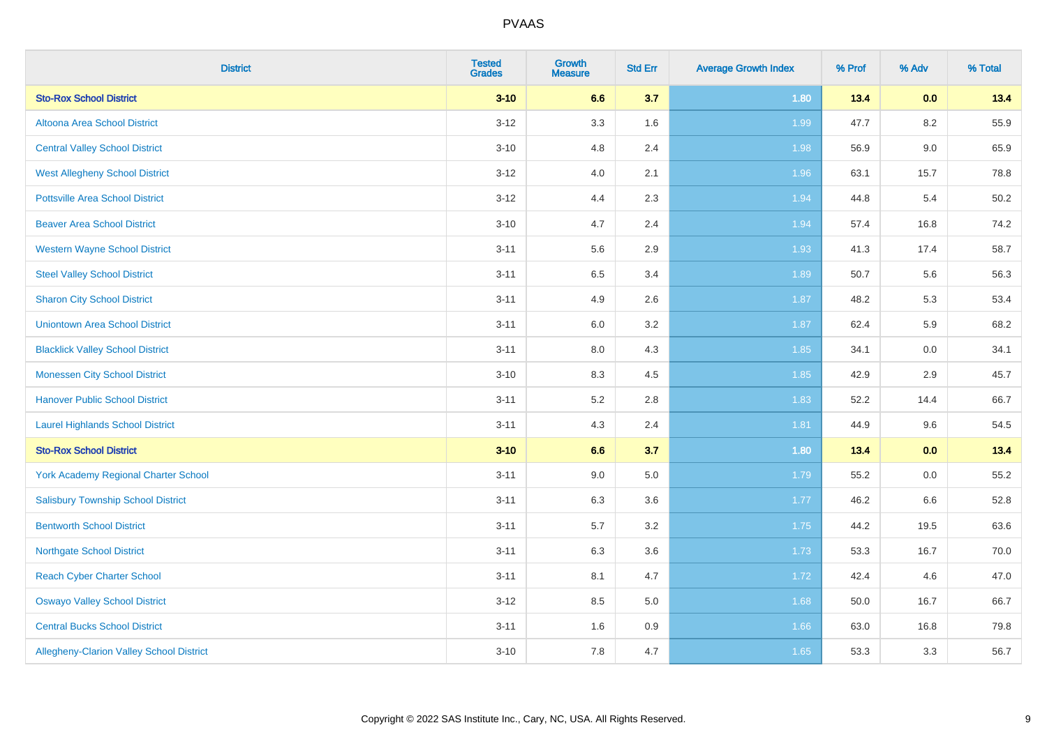| District | Tested Grades | Growth Measure | Std Err | Average Growth Index | % Prof | % Adv | % Total |
|---|---|---|---|---|---|---|---|
| **Sto-Rox School District** | **3-10** | **6.6** | **3.7** | **1.80** | **13.4** | **0.0** | **13.4** |
| Altoona Area School District | 3-12 | 3.3 | 1.6 | 1.99 | 47.7 | 8.2 | 55.9 |
| Central Valley School District | 3-10 | 4.8 | 2.4 | 1.98 | 56.9 | 9.0 | 65.9 |
| West Allegheny School District | 3-12 | 4.0 | 2.1 | 1.96 | 63.1 | 15.7 | 78.8 |
| Pottsville Area School District | 3-12 | 4.4 | 2.3 | 1.94 | 44.8 | 5.4 | 50.2 |
| Beaver Area School District | 3-10 | 4.7 | 2.4 | 1.94 | 57.4 | 16.8 | 74.2 |
| Western Wayne School District | 3-11 | 5.6 | 2.9 | 1.93 | 41.3 | 17.4 | 58.7 |
| Steel Valley School District | 3-11 | 6.5 | 3.4 | 1.89 | 50.7 | 5.6 | 56.3 |
| Sharon City School District | 3-11 | 4.9 | 2.6 | 1.87 | 48.2 | 5.3 | 53.4 |
| Uniontown Area School District | 3-11 | 6.0 | 3.2 | 1.87 | 62.4 | 5.9 | 68.2 |
| Blacklick Valley School District | 3-11 | 8.0 | 4.3 | 1.85 | 34.1 | 0.0 | 34.1 |
| Monessen City School District | 3-10 | 8.3 | 4.5 | 1.85 | 42.9 | 2.9 | 45.7 |
| Hanover Public School District | 3-11 | 5.2 | 2.8 | 1.83 | 52.2 | 14.4 | 66.7 |
| Laurel Highlands School District | 3-11 | 4.3 | 2.4 | 1.81 | 44.9 | 9.6 | 54.5 |
| **Sto-Rox School District** | **3-10** | **6.6** | **3.7** | **1.80** | **13.4** | **0.0** | **13.4** |
| York Academy Regional Charter School | 3-11 | 9.0 | 5.0 | 1.79 | 55.2 | 0.0 | 55.2 |
| Salisbury Township School District | 3-11 | 6.3 | 3.6 | 1.77 | 46.2 | 6.6 | 52.8 |
| Bentworth School District | 3-11 | 5.7 | 3.2 | 1.75 | 44.2 | 19.5 | 63.6 |
| Northgate School District | 3-11 | 6.3 | 3.6 | 1.73 | 53.3 | 16.7 | 70.0 |
| Reach Cyber Charter School | 3-11 | 8.1 | 4.7 | 1.72 | 42.4 | 4.6 | 47.0 |
| Oswayo Valley School District | 3-12 | 8.5 | 5.0 | 1.68 | 50.0 | 16.7 | 66.7 |
| Central Bucks School District | 3-11 | 1.6 | 0.9 | 1.66 | 63.0 | 16.8 | 79.8 |
| Allegheny-Clarion Valley School District | 3-10 | 7.8 | 4.7 | 1.65 | 53.3 | 3.3 | 56.7 |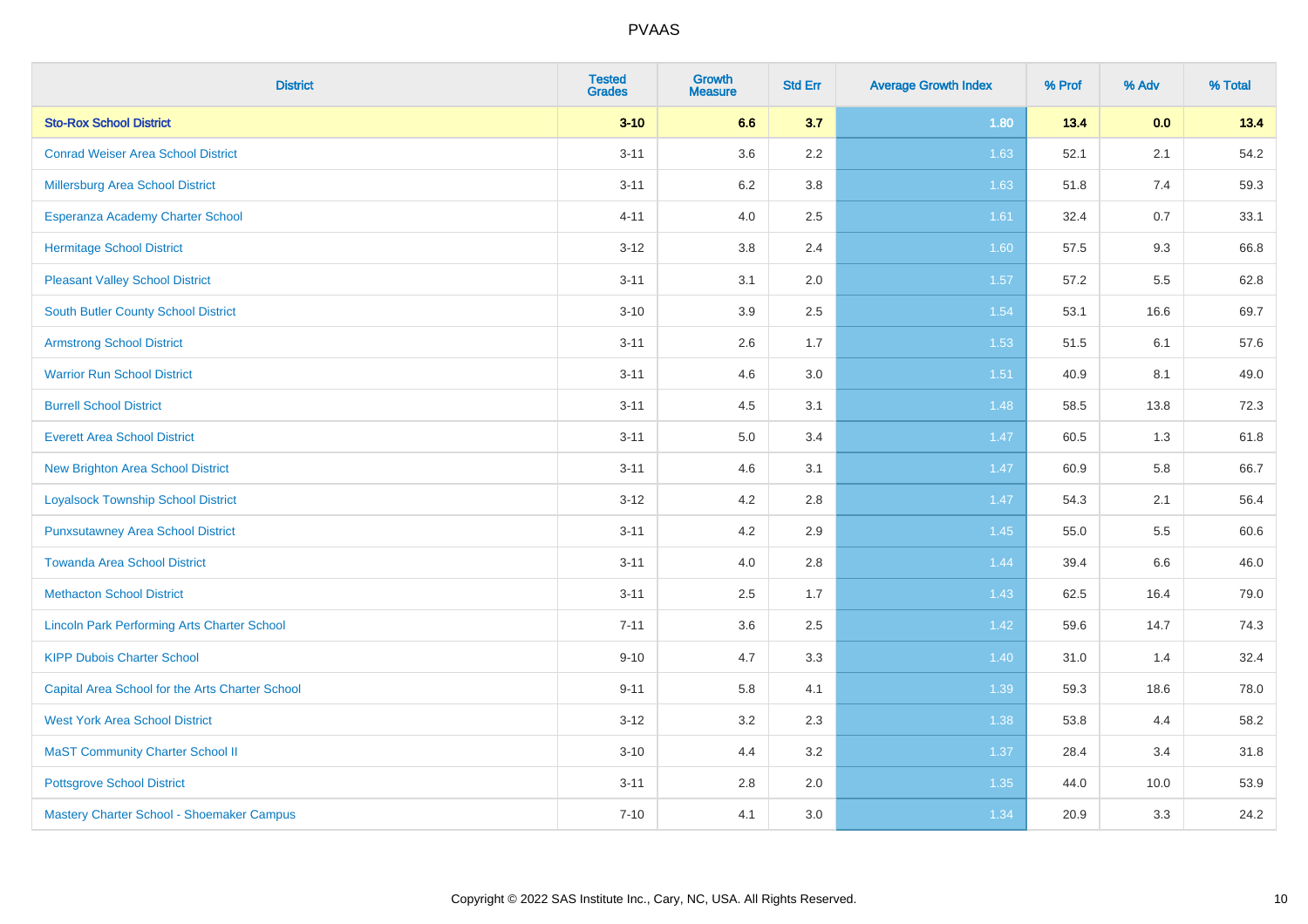| District | Tested Grades | Growth Measure | Std Err | Average Growth Index | % Prof | % Adv | % Total |
|---|---|---|---|---|---|---|---|
| **Sto-Rox School District** | **3-10** | **6.6** | **3.7** | **1.80** | **13.4** | **0.0** | **13.4** |
| Conrad Weiser Area School District | 3-11 | 3.6 | 2.2 | 1.63 | 52.1 | 2.1 | 54.2 |
| Millersburg Area School District | 3-11 | 6.2 | 3.8 | 1.63 | 51.8 | 7.4 | 59.3 |
| Esperanza Academy Charter School | 4-11 | 4.0 | 2.5 | 1.61 | 32.4 | 0.7 | 33.1 |
| Hermitage School District | 3-12 | 3.8 | 2.4 | 1.60 | 57.5 | 9.3 | 66.8 |
| Pleasant Valley School District | 3-11 | 3.1 | 2.0 | 1.57 | 57.2 | 5.5 | 62.8 |
| South Butler County School District | 3-10 | 3.9 | 2.5 | 1.54 | 53.1 | 16.6 | 69.7 |
| Armstrong School District | 3-11 | 2.6 | 1.7 | 1.53 | 51.5 | 6.1 | 57.6 |
| Warrior Run School District | 3-11 | 4.6 | 3.0 | 1.51 | 40.9 | 8.1 | 49.0 |
| Burrell School District | 3-11 | 4.5 | 3.1 | 1.48 | 58.5 | 13.8 | 72.3 |
| Everett Area School District | 3-11 | 5.0 | 3.4 | 1.47 | 60.5 | 1.3 | 61.8 |
| New Brighton Area School District | 3-11 | 4.6 | 3.1 | 1.47 | 60.9 | 5.8 | 66.7 |
| Loyalsock Township School District | 3-12 | 4.2 | 2.8 | 1.47 | 54.3 | 2.1 | 56.4 |
| Punxsutawney Area School District | 3-11 | 4.2 | 2.9 | 1.45 | 55.0 | 5.5 | 60.6 |
| Towanda Area School District | 3-11 | 4.0 | 2.8 | 1.44 | 39.4 | 6.6 | 46.0 |
| Methacton School District | 3-11 | 2.5 | 1.7 | 1.43 | 62.5 | 16.4 | 79.0 |
| Lincoln Park Performing Arts Charter School | 7-11 | 3.6 | 2.5 | 1.42 | 59.6 | 14.7 | 74.3 |
| KIPP Dubois Charter School | 9-10 | 4.7 | 3.3 | 1.40 | 31.0 | 1.4 | 32.4 |
| Capital Area School for the Arts Charter School | 9-11 | 5.8 | 4.1 | 1.39 | 59.3 | 18.6 | 78.0 |
| West York Area School District | 3-12 | 3.2 | 2.3 | 1.38 | 53.8 | 4.4 | 58.2 |
| MaST Community Charter School II | 3-10 | 4.4 | 3.2 | 1.37 | 28.4 | 3.4 | 31.8 |
| Pottsgrove School District | 3-11 | 2.8 | 2.0 | 1.35 | 44.0 | 10.0 | 53.9 |
| Mastery Charter School - Shoemaker Campus | 7-10 | 4.1 | 3.0 | 1.34 | 20.9 | 3.3 | 24.2 |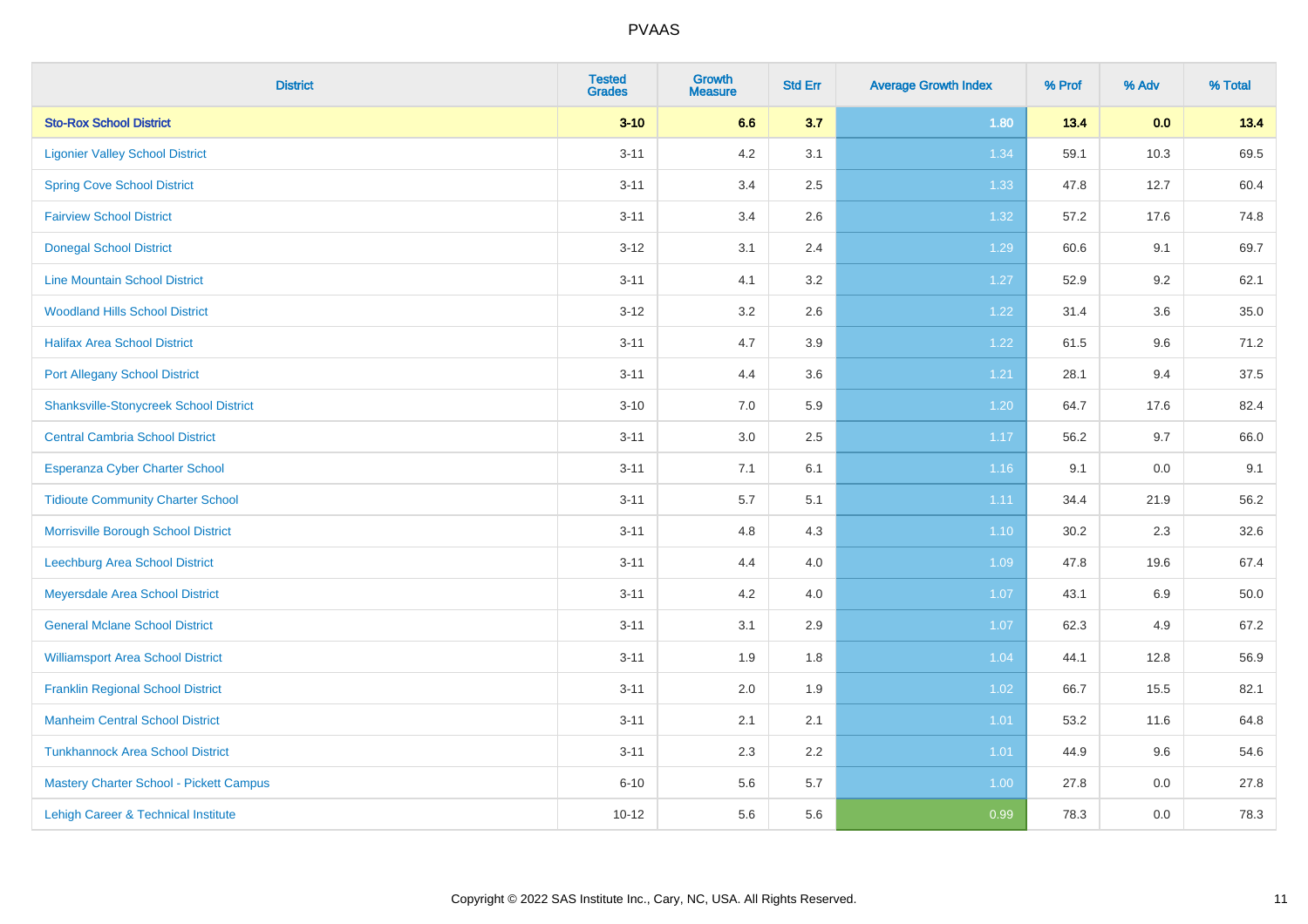| District | Tested Grades | Growth Measure | Std Err | Average Growth Index | % Prof | % Adv | % Total |
|---|---|---|---|---|---|---|---|
| **Sto-Rox School District** | **3-10** | **6.6** | **3.7** | **1.80** | **13.4** | **0.0** | **13.4** |
| Ligonier Valley School District | 3-11 | 4.2 | 3.1 | 1.34 | 59.1 | 10.3 | 69.5 |
| Spring Cove School District | 3-11 | 3.4 | 2.5 | 1.33 | 47.8 | 12.7 | 60.4 |
| Fairview School District | 3-11 | 3.4 | 2.6 | 1.32 | 57.2 | 17.6 | 74.8 |
| Donegal School District | 3-12 | 3.1 | 2.4 | 1.29 | 60.6 | 9.1 | 69.7 |
| Line Mountain School District | 3-11 | 4.1 | 3.2 | 1.27 | 52.9 | 9.2 | 62.1 |
| Woodland Hills School District | 3-12 | 3.2 | 2.6 | 1.22 | 31.4 | 3.6 | 35.0 |
| Halifax Area School District | 3-11 | 4.7 | 3.9 | 1.22 | 61.5 | 9.6 | 71.2 |
| Port Allegany School District | 3-11 | 4.4 | 3.6 | 1.21 | 28.1 | 9.4 | 37.5 |
| Shanksville-Stonycreek School District | 3-10 | 7.0 | 5.9 | 1.20 | 64.7 | 17.6 | 82.4 |
| Central Cambria School District | 3-11 | 3.0 | 2.5 | 1.17 | 56.2 | 9.7 | 66.0 |
| Esperanza Cyber Charter School | 3-11 | 7.1 | 6.1 | 1.16 | 9.1 | 0.0 | 9.1 |
| Tidioute Community Charter School | 3-11 | 5.7 | 5.1 | 1.11 | 34.4 | 21.9 | 56.2 |
| Morrisville Borough School District | 3-11 | 4.8 | 4.3 | 1.10 | 30.2 | 2.3 | 32.6 |
| Leechburg Area School District | 3-11 | 4.4 | 4.0 | 1.09 | 47.8 | 19.6 | 67.4 |
| Meyersdale Area School District | 3-11 | 4.2 | 4.0 | 1.07 | 43.1 | 6.9 | 50.0 |
| General Mclane School District | 3-11 | 3.1 | 2.9 | 1.07 | 62.3 | 4.9 | 67.2 |
| Williamsport Area School District | 3-11 | 1.9 | 1.8 | 1.04 | 44.1 | 12.8 | 56.9 |
| Franklin Regional School District | 3-11 | 2.0 | 1.9 | 1.02 | 66.7 | 15.5 | 82.1 |
| Manheim Central School District | 3-11 | 2.1 | 2.1 | 1.01 | 53.2 | 11.6 | 64.8 |
| Tunkhannock Area School District | 3-11 | 2.3 | 2.2 | 1.01 | 44.9 | 9.6 | 54.6 |
| Mastery Charter School - Pickett Campus | 6-10 | 5.6 | 5.7 | 1.00 | 27.8 | 0.0 | 27.8 |
| Lehigh Career & Technical Institute | 10-12 | 5.6 | 5.6 | 0.99 | 78.3 | 0.0 | 78.3 |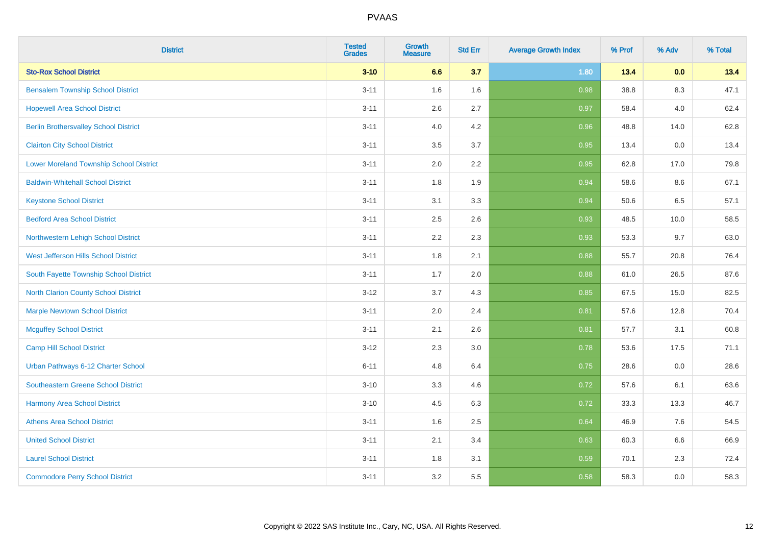| District | Tested Grades | Growth Measure | Std Err | Average Growth Index | % Prof | % Adv | % Total |
|---|---|---|---|---|---|---|---|
| **Sto-Rox School District** | **3-10** | **6.6** | **3.7** | **1.80** | **13.4** | **0.0** | **13.4** |
| Bensalem Township School District | 3-11 | 1.6 | 1.6 | 0.98 | 38.8 | 8.3 | 47.1 |
| Hopewell Area School District | 3-11 | 2.6 | 2.7 | 0.97 | 58.4 | 4.0 | 62.4 |
| Berlin Brothersvalley School District | 3-11 | 4.0 | 4.2 | 0.96 | 48.8 | 14.0 | 62.8 |
| Clairton City School District | 3-11 | 3.5 | 3.7 | 0.95 | 13.4 | 0.0 | 13.4 |
| Lower Moreland Township School District | 3-11 | 2.0 | 2.2 | 0.95 | 62.8 | 17.0 | 79.8 |
| Baldwin-Whitehall School District | 3-11 | 1.8 | 1.9 | 0.94 | 58.6 | 8.6 | 67.1 |
| Keystone School District | 3-11 | 3.1 | 3.3 | 0.94 | 50.6 | 6.5 | 57.1 |
| Bedford Area School District | 3-11 | 2.5 | 2.6 | 0.93 | 48.5 | 10.0 | 58.5 |
| Northwestern Lehigh School District | 3-11 | 2.2 | 2.3 | 0.93 | 53.3 | 9.7 | 63.0 |
| West Jefferson Hills School District | 3-11 | 1.8 | 2.1 | 0.88 | 55.7 | 20.8 | 76.4 |
| South Fayette Township School District | 3-11 | 1.7 | 2.0 | 0.88 | 61.0 | 26.5 | 87.6 |
| North Clarion County School District | 3-12 | 3.7 | 4.3 | 0.85 | 67.5 | 15.0 | 82.5 |
| Marple Newtown School District | 3-11 | 2.0 | 2.4 | 0.81 | 57.6 | 12.8 | 70.4 |
| Mcguffey School District | 3-11 | 2.1 | 2.6 | 0.81 | 57.7 | 3.1 | 60.8 |
| Camp Hill School District | 3-12 | 2.3 | 3.0 | 0.78 | 53.6 | 17.5 | 71.1 |
| Urban Pathways 6-12 Charter School | 6-11 | 4.8 | 6.4 | 0.75 | 28.6 | 0.0 | 28.6 |
| Southeastern Greene School District | 3-10 | 3.3 | 4.6 | 0.72 | 57.6 | 6.1 | 63.6 |
| Harmony Area School District | 3-10 | 4.5 | 6.3 | 0.72 | 33.3 | 13.3 | 46.7 |
| Athens Area School District | 3-11 | 1.6 | 2.5 | 0.64 | 46.9 | 7.6 | 54.5 |
| United School District | 3-11 | 2.1 | 3.4 | 0.63 | 60.3 | 6.6 | 66.9 |
| Laurel School District | 3-11 | 1.8 | 3.1 | 0.59 | 70.1 | 2.3 | 72.4 |
| Commodore Perry School District | 3-11 | 3.2 | 5.5 | 0.58 | 58.3 | 0.0 | 58.3 |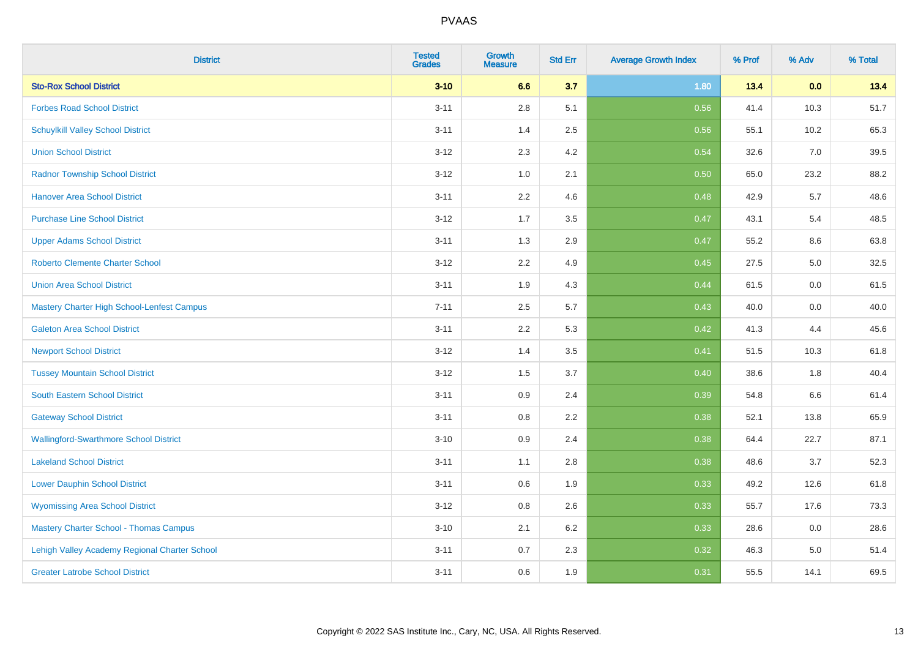| District | Tested Grades | Growth Measure | Std Err | Average Growth Index | % Prof | % Adv | % Total |
|---|---|---|---|---|---|---|---|
| **Sto-Rox School District** | **3-10** | **6.6** | **3.7** | **1.80** | **13.4** | **0.0** | **13.4** |
| Forbes Road School District | 3-11 | 2.8 | 5.1 | 0.56 | 41.4 | 10.3 | 51.7 |
| Schuylkill Valley School District | 3-11 | 1.4 | 2.5 | 0.56 | 55.1 | 10.2 | 65.3 |
| Union School District | 3-12 | 2.3 | 4.2 | 0.54 | 32.6 | 7.0 | 39.5 |
| Radnor Township School District | 3-12 | 1.0 | 2.1 | 0.50 | 65.0 | 23.2 | 88.2 |
| Hanover Area School District | 3-11 | 2.2 | 4.6 | 0.48 | 42.9 | 5.7 | 48.6 |
| Purchase Line School District | 3-12 | 1.7 | 3.5 | 0.47 | 43.1 | 5.4 | 48.5 |
| Upper Adams School District | 3-11 | 1.3 | 2.9 | 0.47 | 55.2 | 8.6 | 63.8 |
| Roberto Clemente Charter School | 3-12 | 2.2 | 4.9 | 0.45 | 27.5 | 5.0 | 32.5 |
| Union Area School District | 3-11 | 1.9 | 4.3 | 0.44 | 61.5 | 0.0 | 61.5 |
| Mastery Charter High School-Lenfest Campus | 7-11 | 2.5 | 5.7 | 0.43 | 40.0 | 0.0 | 40.0 |
| Galeton Area School District | 3-11 | 2.2 | 5.3 | 0.42 | 41.3 | 4.4 | 45.6 |
| Newport School District | 3-12 | 1.4 | 3.5 | 0.41 | 51.5 | 10.3 | 61.8 |
| Tussey Mountain School District | 3-12 | 1.5 | 3.7 | 0.40 | 38.6 | 1.8 | 40.4 |
| South Eastern School District | 3-11 | 0.9 | 2.4 | 0.39 | 54.8 | 6.6 | 61.4 |
| Gateway School District | 3-11 | 0.8 | 2.2 | 0.38 | 52.1 | 13.8 | 65.9 |
| Wallingford-Swarthmore School District | 3-10 | 0.9 | 2.4 | 0.38 | 64.4 | 22.7 | 87.1 |
| Lakeland School District | 3-11 | 1.1 | 2.8 | 0.38 | 48.6 | 3.7 | 52.3 |
| Lower Dauphin School District | 3-11 | 0.6 | 1.9 | 0.33 | 49.2 | 12.6 | 61.8 |
| Wyomissing Area School District | 3-12 | 0.8 | 2.6 | 0.33 | 55.7 | 17.6 | 73.3 |
| Mastery Charter School - Thomas Campus | 3-10 | 2.1 | 6.2 | 0.33 | 28.6 | 0.0 | 28.6 |
| Lehigh Valley Academy Regional Charter School | 3-11 | 0.7 | 2.3 | 0.32 | 46.3 | 5.0 | 51.4 |
| Greater Latrobe School District | 3-11 | 0.6 | 1.9 | 0.31 | 55.5 | 14.1 | 69.5 |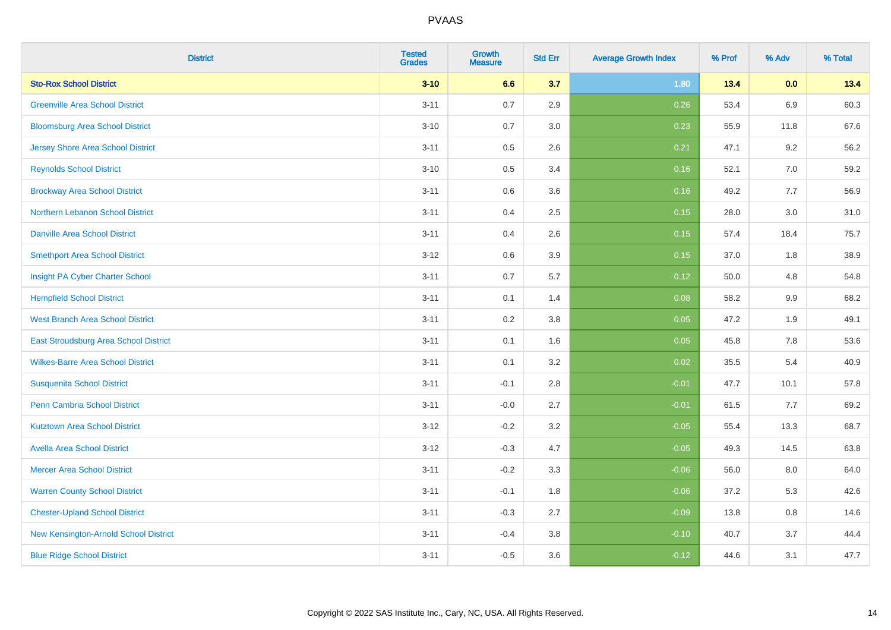| District | Tested Grades | Growth Measure | Std Err | Average Growth Index | % Prof | % Adv | % Total |
|---|---|---|---|---|---|---|---|
| **Sto-Rox School District** | **3-10** | **6.6** | **3.7** | **1.80** | **13.4** | **0.0** | **13.4** |
| Greenville Area School District | 3-11 | 0.7 | 2.9 | 0.26 | 53.4 | 6.9 | 60.3 |
| Bloomsburg Area School District | 3-10 | 0.7 | 3.0 | 0.23 | 55.9 | 11.8 | 67.6 |
| Jersey Shore Area School District | 3-11 | 0.5 | 2.6 | 0.21 | 47.1 | 9.2 | 56.2 |
| Reynolds School District | 3-10 | 0.5 | 3.4 | 0.16 | 52.1 | 7.0 | 59.2 |
| Brockway Area School District | 3-11 | 0.6 | 3.6 | 0.16 | 49.2 | 7.7 | 56.9 |
| Northern Lebanon School District | 3-11 | 0.4 | 2.5 | 0.15 | 28.0 | 3.0 | 31.0 |
| Danville Area School District | 3-11 | 0.4 | 2.6 | 0.15 | 57.4 | 18.4 | 75.7 |
| Smethport Area School District | 3-12 | 0.6 | 3.9 | 0.15 | 37.0 | 1.8 | 38.9 |
| Insight PA Cyber Charter School | 3-11 | 0.7 | 5.7 | 0.12 | 50.0 | 4.8 | 54.8 |
| Hempfield School District | 3-11 | 0.1 | 1.4 | 0.08 | 58.2 | 9.9 | 68.2 |
| West Branch Area School District | 3-11 | 0.2 | 3.8 | 0.05 | 47.2 | 1.9 | 49.1 |
| East Stroudsburg Area School District | 3-11 | 0.1 | 1.6 | 0.05 | 45.8 | 7.8 | 53.6 |
| Wilkes-Barre Area School District | 3-11 | 0.1 | 3.2 | 0.02 | 35.5 | 5.4 | 40.9 |
| Susquenita School District | 3-11 | -0.1 | 2.8 | -0.01 | 47.7 | 10.1 | 57.8 |
| Penn Cambria School District | 3-11 | -0.0 | 2.7 | -0.01 | 61.5 | 7.7 | 69.2 |
| Kutztown Area School District | 3-12 | -0.2 | 3.2 | -0.05 | 55.4 | 13.3 | 68.7 |
| Avella Area School District | 3-12 | -0.3 | 4.7 | -0.05 | 49.3 | 14.5 | 63.8 |
| Mercer Area School District | 3-11 | -0.2 | 3.3 | -0.06 | 56.0 | 8.0 | 64.0 |
| Warren County School District | 3-11 | -0.1 | 1.8 | -0.06 | 37.2 | 5.3 | 42.6 |
| Chester-Upland School District | 3-11 | -0.3 | 2.7 | -0.09 | 13.8 | 0.8 | 14.6 |
| New Kensington-Arnold School District | 3-11 | -0.4 | 3.8 | -0.10 | 40.7 | 3.7 | 44.4 |
| Blue Ridge School District | 3-11 | -0.5 | 3.6 | -0.12 | 44.6 | 3.1 | 47.7 |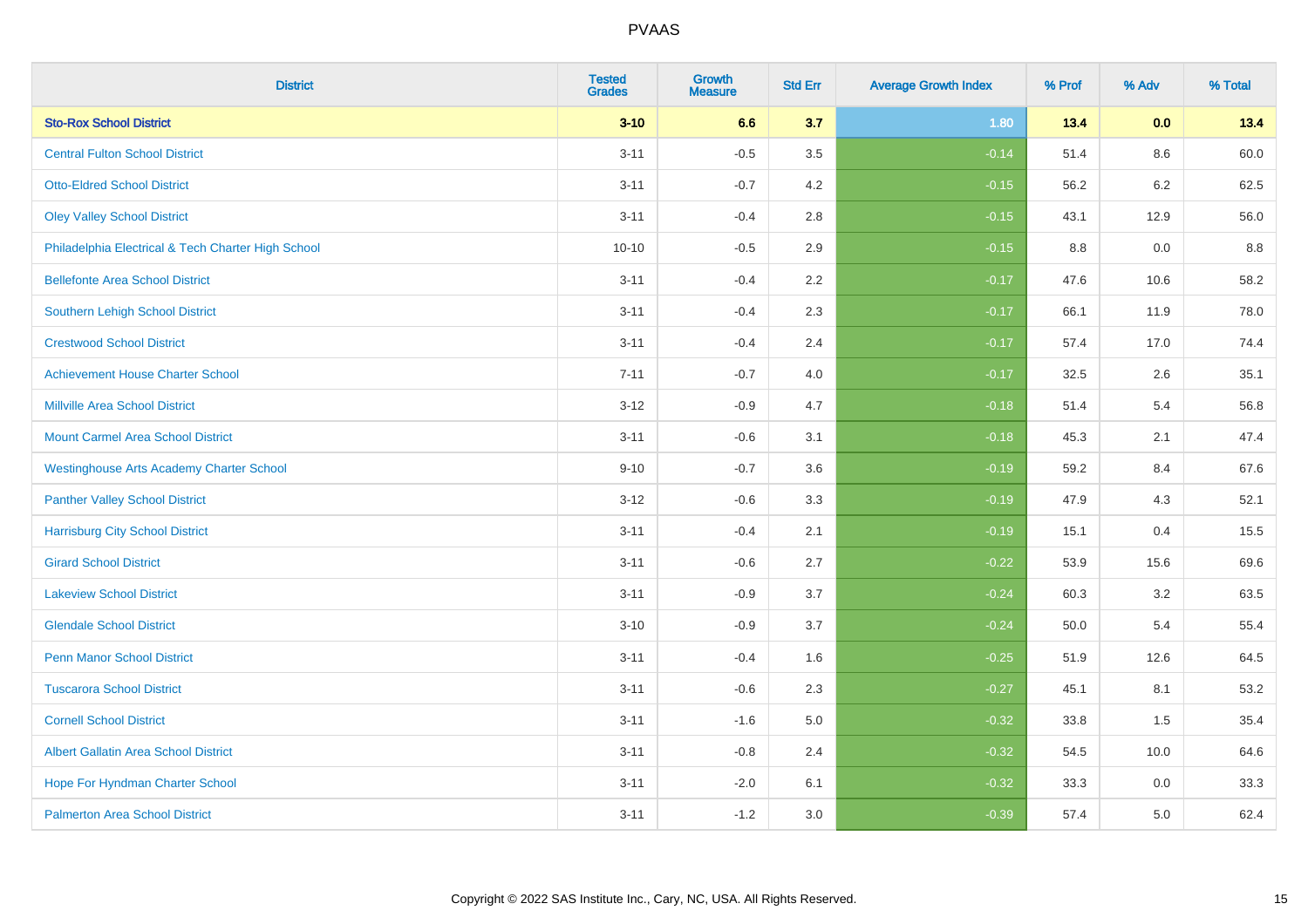| District | Tested Grades | Growth Measure | Std Err | Average Growth Index | % Prof | % Adv | % Total |
|---|---|---|---|---|---|---|---|
| **Sto-Rox School District** | **3-10** | **6.6** | **3.7** | **1.80** | **13.4** | **0.0** | **13.4** |
| Central Fulton School District | 3-11 | -0.5 | 3.5 | -0.14 | 51.4 | 8.6 | 60.0 |
| Otto-Eldred School District | 3-11 | -0.7 | 4.2 | -0.15 | 56.2 | 6.2 | 62.5 |
| Oley Valley School District | 3-11 | -0.4 | 2.8 | -0.15 | 43.1 | 12.9 | 56.0 |
| Philadelphia Electrical & Tech Charter High School | 10-10 | -0.5 | 2.9 | -0.15 | 8.8 | 0.0 | 8.8 |
| Bellefonte Area School District | 3-11 | -0.4 | 2.2 | -0.17 | 47.6 | 10.6 | 58.2 |
| Southern Lehigh School District | 3-11 | -0.4 | 2.3 | -0.17 | 66.1 | 11.9 | 78.0 |
| Crestwood School District | 3-11 | -0.4 | 2.4 | -0.17 | 57.4 | 17.0 | 74.4 |
| Achievement House Charter School | 7-11 | -0.7 | 4.0 | -0.17 | 32.5 | 2.6 | 35.1 |
| Millville Area School District | 3-12 | -0.9 | 4.7 | -0.18 | 51.4 | 5.4 | 56.8 |
| Mount Carmel Area School District | 3-11 | -0.6 | 3.1 | -0.18 | 45.3 | 2.1 | 47.4 |
| Westinghouse Arts Academy Charter School | 9-10 | -0.7 | 3.6 | -0.19 | 59.2 | 8.4 | 67.6 |
| Panther Valley School District | 3-12 | -0.6 | 3.3 | -0.19 | 47.9 | 4.3 | 52.1 |
| Harrisburg City School District | 3-11 | -0.4 | 2.1 | -0.19 | 15.1 | 0.4 | 15.5 |
| Girard School District | 3-11 | -0.6 | 2.7 | -0.22 | 53.9 | 15.6 | 69.6 |
| Lakeview School District | 3-11 | -0.9 | 3.7 | -0.24 | 60.3 | 3.2 | 63.5 |
| Glendale School District | 3-10 | -0.9 | 3.7 | -0.24 | 50.0 | 5.4 | 55.4 |
| Penn Manor School District | 3-11 | -0.4 | 1.6 | -0.25 | 51.9 | 12.6 | 64.5 |
| Tuscarora School District | 3-11 | -0.6 | 2.3 | -0.27 | 45.1 | 8.1 | 53.2 |
| Cornell School District | 3-11 | -1.6 | 5.0 | -0.32 | 33.8 | 1.5 | 35.4 |
| Albert Gallatin Area School District | 3-11 | -0.8 | 2.4 | -0.32 | 54.5 | 10.0 | 64.6 |
| Hope For Hyndman Charter School | 3-11 | -2.0 | 6.1 | -0.32 | 33.3 | 0.0 | 33.3 |
| Palmerton Area School District | 3-11 | -1.2 | 3.0 | -0.39 | 57.4 | 5.0 | 62.4 |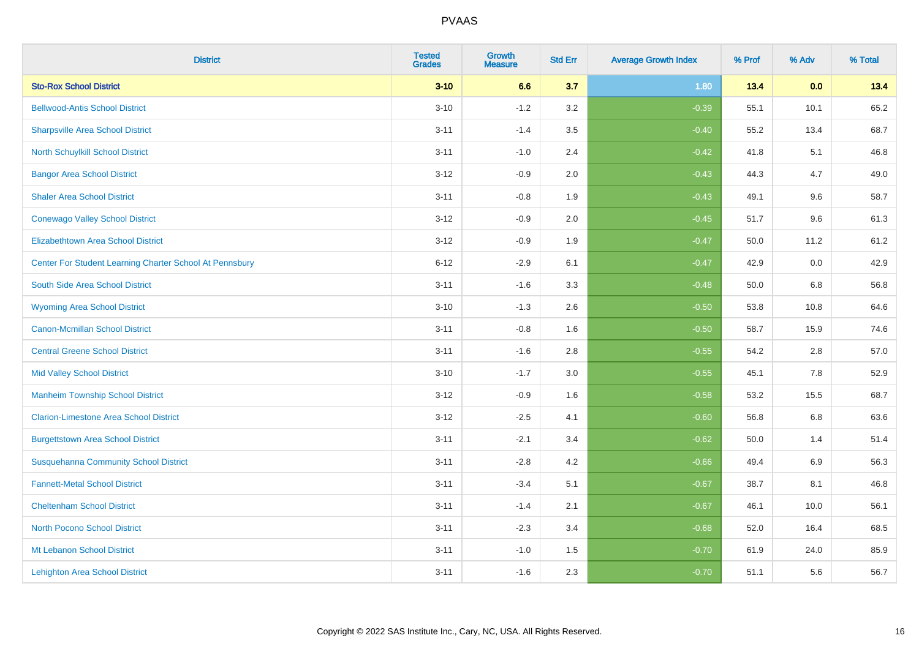# PVAAS

| District | Tested Grades | Growth Measure | Std Err | Average Growth Index | % Prof | % Adv | % Total |
|---|---|---|---|---|---|---|---|
| **Sto-Rox School District** | **3-10** | **6.6** | **3.7** | **1.80** | **13.4** | **0.0** | **13.4** |
| Bellwood-Antis School District | 3-10 | -1.2 | 3.2 | -0.39 | 55.1 | 10.1 | 65.2 |
| Sharpsville Area School District | 3-11 | -1.4 | 3.5 | -0.40 | 55.2 | 13.4 | 68.7 |
| North Schuylkill School District | 3-11 | -1.0 | 2.4 | -0.42 | 41.8 | 5.1 | 46.8 |
| Bangor Area School District | 3-12 | -0.9 | 2.0 | -0.43 | 44.3 | 4.7 | 49.0 |
| Shaler Area School District | 3-11 | -0.8 | 1.9 | -0.43 | 49.1 | 9.6 | 58.7 |
| Conewago Valley School District | 3-12 | -0.9 | 2.0 | -0.45 | 51.7 | 9.6 | 61.3 |
| Elizabethtown Area School District | 3-12 | -0.9 | 1.9 | -0.47 | 50.0 | 11.2 | 61.2 |
| Center For Student Learning Charter School At Pennsbury | 6-12 | -2.9 | 6.1 | -0.47 | 42.9 | 0.0 | 42.9 |
| South Side Area School District | 3-11 | -1.6 | 3.3 | -0.48 | 50.0 | 6.8 | 56.8 |
| Wyoming Area School District | 3-10 | -1.3 | 2.6 | -0.50 | 53.8 | 10.8 | 64.6 |
| Canon-Mcmillan School District | 3-11 | -0.8 | 1.6 | -0.50 | 58.7 | 15.9 | 74.6 |
| Central Greene School District | 3-11 | -1.6 | 2.8 | -0.55 | 54.2 | 2.8 | 57.0 |
| Mid Valley School District | 3-10 | -1.7 | 3.0 | -0.55 | 45.1 | 7.8 | 52.9 |
| Manheim Township School District | 3-12 | -0.9 | 1.6 | -0.58 | 53.2 | 15.5 | 68.7 |
| Clarion-Limestone Area School District | 3-12 | -2.5 | 4.1 | -0.60 | 56.8 | 6.8 | 63.6 |
| Burgettstown Area School District | 3-11 | -2.1 | 3.4 | -0.62 | 50.0 | 1.4 | 51.4 |
| Susquehanna Community School District | 3-11 | -2.8 | 4.2 | -0.66 | 49.4 | 6.9 | 56.3 |
| Fannett-Metal School District | 3-11 | -3.4 | 5.1 | -0.67 | 38.7 | 8.1 | 46.8 |
| Cheltenham School District | 3-11 | -1.4 | 2.1 | -0.67 | 46.1 | 10.0 | 56.1 |
| North Pocono School District | 3-11 | -2.3 | 3.4 | -0.68 | 52.0 | 16.4 | 68.5 |
| Mt Lebanon School District | 3-11 | -1.0 | 1.5 | -0.70 | 61.9 | 24.0 | 85.9 |
| Lehighton Area School District | 3-11 | -1.6 | 2.3 | -0.70 | 51.1 | 5.6 | 56.7 |

Copyright © 2022 SAS Institute Inc., Cary, NC, USA. All Rights Reserved.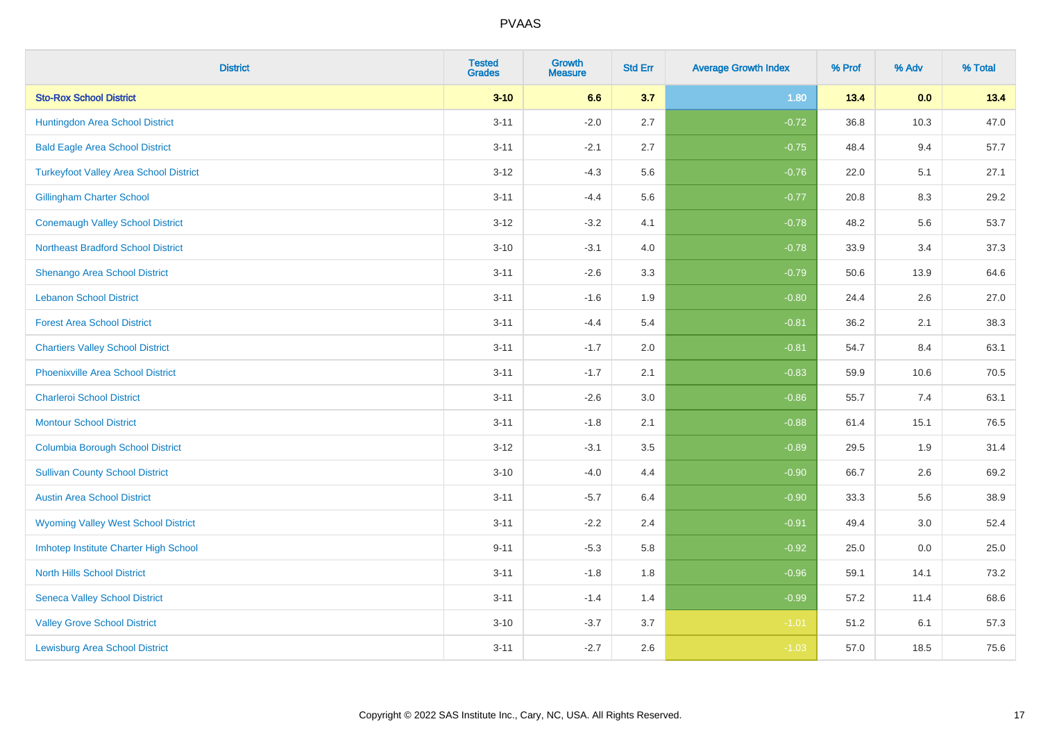| District | Tested Grades | Growth Measure | Std Err | Average Growth Index | % Prof | % Adv | % Total |
|---|---|---|---|---|---|---|---|
| **Sto-Rox School District** | **3-10** | **6.6** | **3.7** | **1.80** | **13.4** | **0.0** | **13.4** |
| Huntingdon Area School District | 3-11 | -2.0 | 2.7 | -0.72 | 36.8 | 10.3 | 47.0 |
| Bald Eagle Area School District | 3-11 | -2.1 | 2.7 | -0.75 | 48.4 | 9.4 | 57.7 |
| Turkeyfoot Valley Area School District | 3-12 | -4.3 | 5.6 | -0.76 | 22.0 | 5.1 | 27.1 |
| Gillingham Charter School | 3-11 | -4.4 | 5.6 | -0.77 | 20.8 | 8.3 | 29.2 |
| Conemaugh Valley School District | 3-12 | -3.2 | 4.1 | -0.78 | 48.2 | 5.6 | 53.7 |
| Northeast Bradford School District | 3-10 | -3.1 | 4.0 | -0.78 | 33.9 | 3.4 | 37.3 |
| Shenango Area School District | 3-11 | -2.6 | 3.3 | -0.79 | 50.6 | 13.9 | 64.6 |
| Lebanon School District | 3-11 | -1.6 | 1.9 | -0.80 | 24.4 | 2.6 | 27.0 |
| Forest Area School District | 3-11 | -4.4 | 5.4 | -0.81 | 36.2 | 2.1 | 38.3 |
| Chartiers Valley School District | 3-11 | -1.7 | 2.0 | -0.81 | 54.7 | 8.4 | 63.1 |
| Phoenixville Area School District | 3-11 | -1.7 | 2.1 | -0.83 | 59.9 | 10.6 | 70.5 |
| Charleroi School District | 3-11 | -2.6 | 3.0 | -0.86 | 55.7 | 7.4 | 63.1 |
| Montour School District | 3-11 | -1.8 | 2.1 | -0.88 | 61.4 | 15.1 | 76.5 |
| Columbia Borough School District | 3-12 | -3.1 | 3.5 | -0.89 | 29.5 | 1.9 | 31.4 |
| Sullivan County School District | 3-10 | -4.0 | 4.4 | -0.90 | 66.7 | 2.6 | 69.2 |
| Austin Area School District | 3-11 | -5.7 | 6.4 | -0.90 | 33.3 | 5.6 | 38.9 |
| Wyoming Valley West School District | 3-11 | -2.2 | 2.4 | -0.91 | 49.4 | 3.0 | 52.4 |
| Imhotep Institute Charter High School | 9-11 | -5.3 | 5.8 | -0.92 | 25.0 | 0.0 | 25.0 |
| North Hills School District | 3-11 | -1.8 | 1.8 | -0.96 | 59.1 | 14.1 | 73.2 |
| Seneca Valley School District | 3-11 | -1.4 | 1.4 | -0.99 | 57.2 | 11.4 | 68.6 |
| Valley Grove School District | 3-10 | -3.7 | 3.7 | -1.01 | 51.2 | 6.1 | 57.3 |
| Lewisburg Area School District | 3-11 | -2.7 | 2.6 | -1.03 | 57.0 | 18.5 | 75.6 |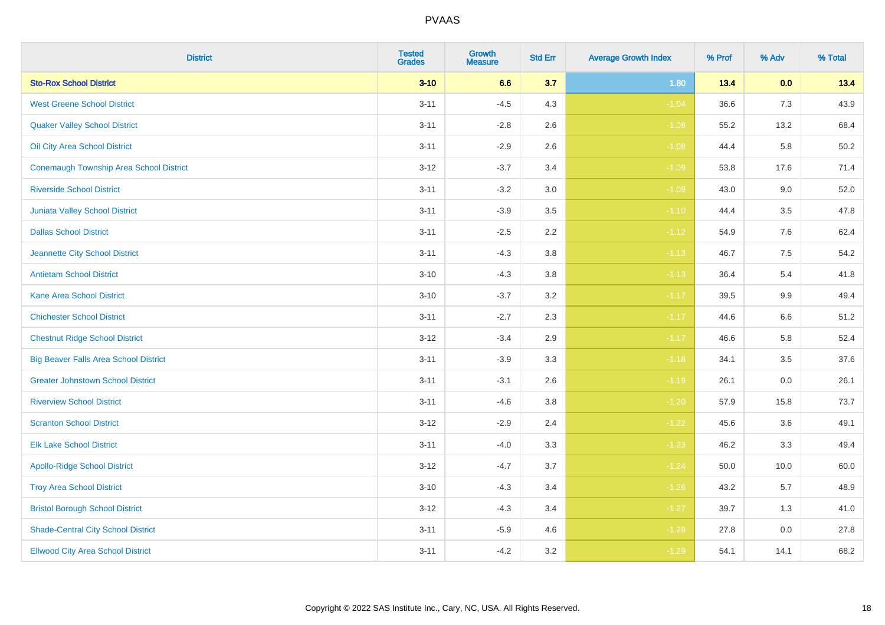| District | Tested Grades | Growth Measure | Std Err | Average Growth Index | % Prof | % Adv | % Total |
|---|---|---|---|---|---|---|---|
| **Sto-Rox School District** | **3-10** | **6.6** | **3.7** | **1.80** | **13.4** | **0.0** | **13.4** |
| West Greene School District | 3-11 | -4.5 | 4.3 | -1.04 | 36.6 | 7.3 | 43.9 |
| Quaker Valley School District | 3-11 | -2.8 | 2.6 | -1.08 | 55.2 | 13.2 | 68.4 |
| Oil City Area School District | 3-11 | -2.9 | 2.6 | -1.08 | 44.4 | 5.8 | 50.2 |
| Conemaugh Township Area School District | 3-12 | -3.7 | 3.4 | -1.09 | 53.8 | 17.6 | 71.4 |
| Riverside School District | 3-11 | -3.2 | 3.0 | -1.09 | 43.0 | 9.0 | 52.0 |
| Juniata Valley School District | 3-11 | -3.9 | 3.5 | -1.10 | 44.4 | 3.5 | 47.8 |
| Dallas School District | 3-11 | -2.5 | 2.2 | -1.12 | 54.9 | 7.6 | 62.4 |
| Jeannette City School District | 3-11 | -4.3 | 3.8 | -1.13 | 46.7 | 7.5 | 54.2 |
| Antietam School District | 3-10 | -4.3 | 3.8 | -1.13 | 36.4 | 5.4 | 41.8 |
| Kane Area School District | 3-10 | -3.7 | 3.2 | -1.17 | 39.5 | 9.9 | 49.4 |
| Chichester School District | 3-11 | -2.7 | 2.3 | -1.17 | 44.6 | 6.6 | 51.2 |
| Chestnut Ridge School District | 3-12 | -3.4 | 2.9 | -1.17 | 46.6 | 5.8 | 52.4 |
| Big Beaver Falls Area School District | 3-11 | -3.9 | 3.3 | -1.18 | 34.1 | 3.5 | 37.6 |
| Greater Johnstown School District | 3-11 | -3.1 | 2.6 | -1.19 | 26.1 | 0.0 | 26.1 |
| Riverview School District | 3-11 | -4.6 | 3.8 | -1.20 | 57.9 | 15.8 | 73.7 |
| Scranton School District | 3-12 | -2.9 | 2.4 | -1.22 | 45.6 | 3.6 | 49.1 |
| Elk Lake School District | 3-11 | -4.0 | 3.3 | -1.23 | 46.2 | 3.3 | 49.4 |
| Apollo-Ridge School District | 3-12 | -4.7 | 3.7 | -1.24 | 50.0 | 10.0 | 60.0 |
| Troy Area School District | 3-10 | -4.3 | 3.4 | -1.26 | 43.2 | 5.7 | 48.9 |
| Bristol Borough School District | 3-12 | -4.3 | 3.4 | -1.27 | 39.7 | 1.3 | 41.0 |
| Shade-Central City School District | 3-11 | -5.9 | 4.6 | -1.28 | 27.8 | 0.0 | 27.8 |
| Ellwood City Area School District | 3-11 | -4.2 | 3.2 | -1.29 | 54.1 | 14.1 | 68.2 |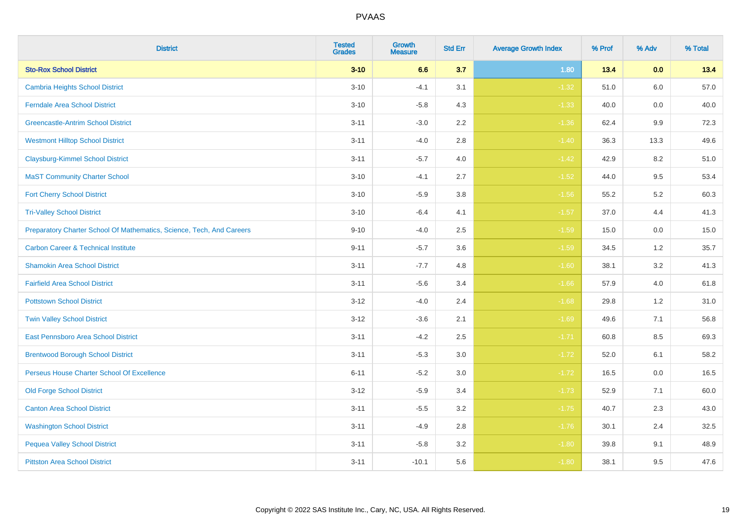| District | Tested Grades | Growth Measure | Std Err | Average Growth Index | % Prof | % Adv | % Total |
|---|---|---|---|---|---|---|---|
| **Sto-Rox School District** | **3-10** | **6.6** | **3.7** | **1.80** | **13.4** | **0.0** | **13.4** |
| Cambria Heights School District | 3-10 | -4.1 | 3.1 | -1.32 | 51.0 | 6.0 | 57.0 |
| Ferndale Area School District | 3-10 | -5.8 | 4.3 | -1.33 | 40.0 | 0.0 | 40.0 |
| Greencastle-Antrim School District | 3-11 | -3.0 | 2.2 | -1.36 | 62.4 | 9.9 | 72.3 |
| Westmont Hilltop School District | 3-11 | -4.0 | 2.8 | -1.40 | 36.3 | 13.3 | 49.6 |
| Claysburg-Kimmel School District | 3-11 | -5.7 | 4.0 | -1.42 | 42.9 | 8.2 | 51.0 |
| MaST Community Charter School | 3-10 | -4.1 | 2.7 | -1.52 | 44.0 | 9.5 | 53.4 |
| Fort Cherry School District | 3-10 | -5.9 | 3.8 | -1.56 | 55.2 | 5.2 | 60.3 |
| Tri-Valley School District | 3-10 | -6.4 | 4.1 | -1.57 | 37.0 | 4.4 | 41.3 |
| Preparatory Charter School Of Mathematics, Science, Tech, And Careers | 9-10 | -4.0 | 2.5 | -1.59 | 15.0 | 0.0 | 15.0 |
| Carbon Career & Technical Institute | 9-11 | -5.7 | 3.6 | -1.59 | 34.5 | 1.2 | 35.7 |
| Shamokin Area School District | 3-11 | -7.7 | 4.8 | -1.60 | 38.1 | 3.2 | 41.3 |
| Fairfield Area School District | 3-11 | -5.6 | 3.4 | -1.66 | 57.9 | 4.0 | 61.8 |
| Pottstown School District | 3-12 | -4.0 | 2.4 | -1.68 | 29.8 | 1.2 | 31.0 |
| Twin Valley School District | 3-12 | -3.6 | 2.1 | -1.69 | 49.6 | 7.1 | 56.8 |
| East Pennsboro Area School District | 3-11 | -4.2 | 2.5 | -1.71 | 60.8 | 8.5 | 69.3 |
| Brentwood Borough School District | 3-11 | -5.3 | 3.0 | -1.72 | 52.0 | 6.1 | 58.2 |
| Perseus House Charter School Of Excellence | 6-11 | -5.2 | 3.0 | -1.72 | 16.5 | 0.0 | 16.5 |
| Old Forge School District | 3-12 | -5.9 | 3.4 | -1.73 | 52.9 | 7.1 | 60.0 |
| Canton Area School District | 3-11 | -5.5 | 3.2 | -1.75 | 40.7 | 2.3 | 43.0 |
| Washington School District | 3-11 | -4.9 | 2.8 | -1.76 | 30.1 | 2.4 | 32.5 |
| Pequea Valley School District | 3-11 | -5.8 | 3.2 | -1.80 | 39.8 | 9.1 | 48.9 |
| Pittston Area School District | 3-11 | -10.1 | 5.6 | -1.80 | 38.1 | 9.5 | 47.6 |

Copyright © 2022 SAS Institute Inc., Cary, NC, USA. All Rights Reserved.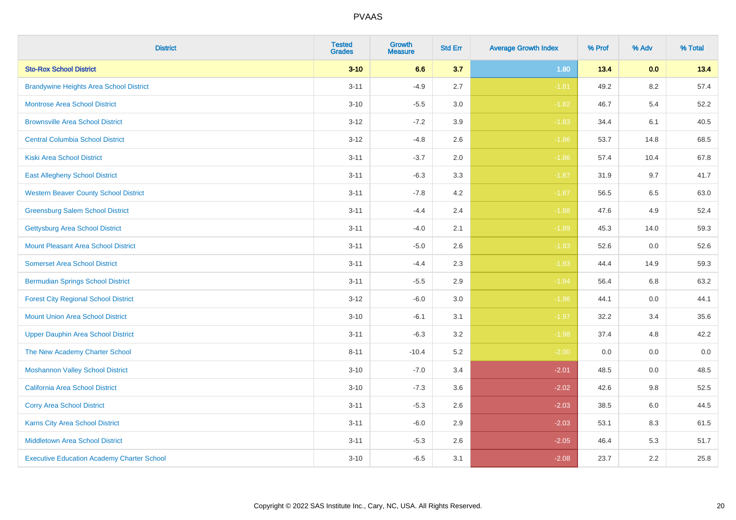| District | Tested Grades | Growth Measure | Std Err | Average Growth Index | % Prof | % Adv | % Total |
|---|---|---|---|---|---|---|---|
| **Sto-Rox School District** | **3-10** | **6.6** | **3.7** | **1.80** | **13.4** | **0.0** | **13.4** |
| Brandywine Heights Area School District | 3-11 | -4.9 | 2.7 | -1.81 | 49.2 | 8.2 | 57.4 |
| Montrose Area School District | 3-10 | -5.5 | 3.0 | -1.82 | 46.7 | 5.4 | 52.2 |
| Brownsville Area School District | 3-12 | -7.2 | 3.9 | -1.83 | 34.4 | 6.1 | 40.5 |
| Central Columbia School District | 3-12 | -4.8 | 2.6 | -1.86 | 53.7 | 14.8 | 68.5 |
| Kiski Area School District | 3-11 | -3.7 | 2.0 | -1.86 | 57.4 | 10.4 | 67.8 |
| East Allegheny School District | 3-11 | -6.3 | 3.3 | -1.87 | 31.9 | 9.7 | 41.7 |
| Western Beaver County School District | 3-11 | -7.8 | 4.2 | -1.87 | 56.5 | 6.5 | 63.0 |
| Greensburg Salem School District | 3-11 | -4.4 | 2.4 | -1.88 | 47.6 | 4.9 | 52.4 |
| Gettysburg Area School District | 3-11 | -4.0 | 2.1 | -1.89 | 45.3 | 14.0 | 59.3 |
| Mount Pleasant Area School District | 3-11 | -5.0 | 2.6 | -1.93 | 52.6 | 0.0 | 52.6 |
| Somerset Area School District | 3-11 | -4.4 | 2.3 | -1.93 | 44.4 | 14.9 | 59.3 |
| Bermudian Springs School District | 3-11 | -5.5 | 2.9 | -1.94 | 56.4 | 6.8 | 63.2 |
| Forest City Regional School District | 3-12 | -6.0 | 3.0 | -1.96 | 44.1 | 0.0 | 44.1 |
| Mount Union Area School District | 3-10 | -6.1 | 3.1 | -1.97 | 32.2 | 3.4 | 35.6 |
| Upper Dauphin Area School District | 3-11 | -6.3 | 3.2 | -1.98 | 37.4 | 4.8 | 42.2 |
| The New Academy Charter School | 8-11 | -10.4 | 5.2 | -2.00 | 0.0 | 0.0 | 0.0 |
| Moshannon Valley School District | 3-10 | -7.0 | 3.4 | -2.01 | 48.5 | 0.0 | 48.5 |
| California Area School District | 3-10 | -7.3 | 3.6 | -2.02 | 42.6 | 9.8 | 52.5 |
| Corry Area School District | 3-11 | -5.3 | 2.6 | -2.03 | 38.5 | 6.0 | 44.5 |
| Karns City Area School District | 3-11 | -6.0 | 2.9 | -2.03 | 53.1 | 8.3 | 61.5 |
| Middletown Area School District | 3-11 | -5.3 | 2.6 | -2.05 | 46.4 | 5.3 | 51.7 |
| Executive Education Academy Charter School | 3-10 | -6.5 | 3.1 | -2.08 | 23.7 | 2.2 | 25.8 |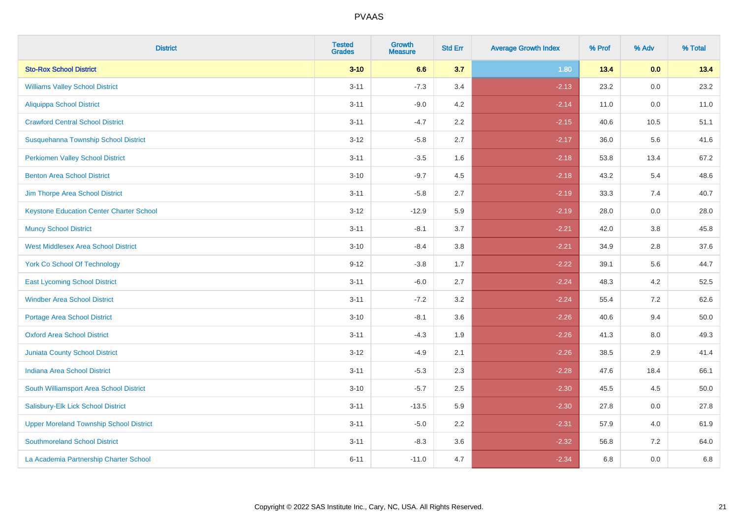| District | Tested Grades | Growth Measure | Std Err | Average Growth Index | % Prof | % Adv | % Total |
|---|---|---|---|---|---|---|---|
| **Sto-Rox School District** | **3-10** | **6.6** | **3.7** | **1.80** | **13.4** | **0.0** | **13.4** |
| Williams Valley School District | 3-11 | -7.3 | 3.4 | -2.13 | 23.2 | 0.0 | 23.2 |
| Aliquippa School District | 3-11 | -9.0 | 4.2 | -2.14 | 11.0 | 0.0 | 11.0 |
| Crawford Central School District | 3-11 | -4.7 | 2.2 | -2.15 | 40.6 | 10.5 | 51.1 |
| Susquehanna Township School District | 3-12 | -5.8 | 2.7 | -2.17 | 36.0 | 5.6 | 41.6 |
| Perkiomen Valley School District | 3-11 | -3.5 | 1.6 | -2.18 | 53.8 | 13.4 | 67.2 |
| Benton Area School District | 3-10 | -9.7 | 4.5 | -2.18 | 43.2 | 5.4 | 48.6 |
| Jim Thorpe Area School District | 3-11 | -5.8 | 2.7 | -2.19 | 33.3 | 7.4 | 40.7 |
| Keystone Education Center Charter School | 3-12 | -12.9 | 5.9 | -2.19 | 28.0 | 0.0 | 28.0 |
| Muncy School District | 3-11 | -8.1 | 3.7 | -2.21 | 42.0 | 3.8 | 45.8 |
| West Middlesex Area School District | 3-10 | -8.4 | 3.8 | -2.21 | 34.9 | 2.8 | 37.6 |
| York Co School Of Technology | 9-12 | -3.8 | 1.7 | -2.22 | 39.1 | 5.6 | 44.7 |
| East Lycoming School District | 3-11 | -6.0 | 2.7 | -2.24 | 48.3 | 4.2 | 52.5 |
| Windber Area School District | 3-11 | -7.2 | 3.2 | -2.24 | 55.4 | 7.2 | 62.6 |
| Portage Area School District | 3-10 | -8.1 | 3.6 | -2.26 | 40.6 | 9.4 | 50.0 |
| Oxford Area School District | 3-11 | -4.3 | 1.9 | -2.26 | 41.3 | 8.0 | 49.3 |
| Juniata County School District | 3-12 | -4.9 | 2.1 | -2.26 | 38.5 | 2.9 | 41.4 |
| Indiana Area School District | 3-11 | -5.3 | 2.3 | -2.28 | 47.6 | 18.4 | 66.1 |
| South Williamsport Area School District | 3-10 | -5.7 | 2.5 | -2.30 | 45.5 | 4.5 | 50.0 |
| Salisbury-Elk Lick School District | 3-11 | -13.5 | 5.9 | -2.30 | 27.8 | 0.0 | 27.8 |
| Upper Moreland Township School District | 3-11 | -5.0 | 2.2 | -2.31 | 57.9 | 4.0 | 61.9 |
| Southmoreland School District | 3-11 | -8.3 | 3.6 | -2.32 | 56.8 | 7.2 | 64.0 |
| La Academia Partnership Charter School | 6-11 | -11.0 | 4.7 | -2.34 | 6.8 | 0.0 | 6.8 |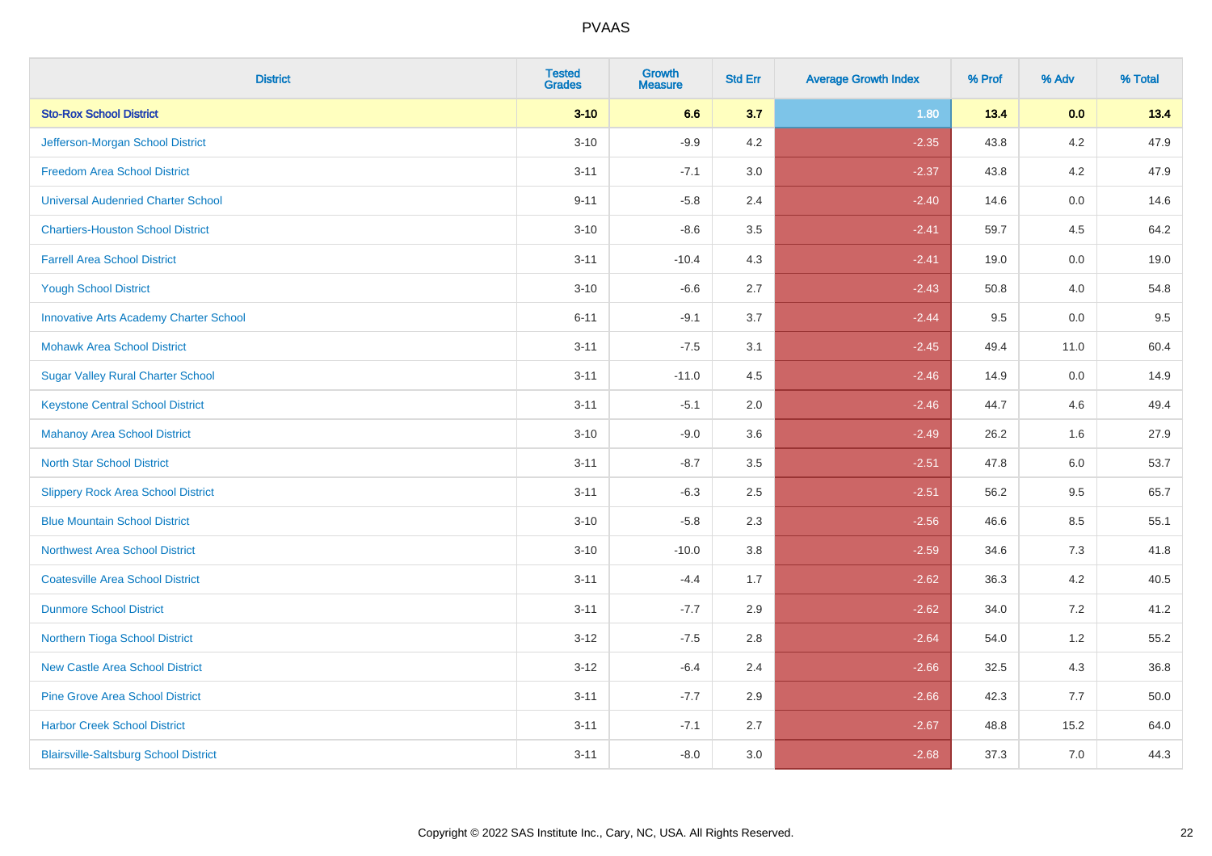| District | Tested Grades | Growth Measure | Std Err | Average Growth Index | % Prof | % Adv | % Total |
|---|---|---|---|---|---|---|---|
| **Sto-Rox School District** | **3-10** | **6.6** | **3.7** | **1.80** | **13.4** | **0.0** | **13.4** |
| Jefferson-Morgan School District | 3-10 | -9.9 | 4.2 | -2.35 | 43.8 | 4.2 | 47.9 |
| Freedom Area School District | 3-11 | -7.1 | 3.0 | -2.37 | 43.8 | 4.2 | 47.9 |
| Universal Audenried Charter School | 9-11 | -5.8 | 2.4 | -2.40 | 14.6 | 0.0 | 14.6 |
| Chartiers-Houston School District | 3-10 | -8.6 | 3.5 | -2.41 | 59.7 | 4.5 | 64.2 |
| Farrell Area School District | 3-11 | -10.4 | 4.3 | -2.41 | 19.0 | 0.0 | 19.0 |
| Yough School District | 3-10 | -6.6 | 2.7 | -2.43 | 50.8 | 4.0 | 54.8 |
| Innovative Arts Academy Charter School | 6-11 | -9.1 | 3.7 | -2.44 | 9.5 | 0.0 | 9.5 |
| Mohawk Area School District | 3-11 | -7.5 | 3.1 | -2.45 | 49.4 | 11.0 | 60.4 |
| Sugar Valley Rural Charter School | 3-11 | -11.0 | 4.5 | -2.46 | 14.9 | 0.0 | 14.9 |
| Keystone Central School District | 3-11 | -5.1 | 2.0 | -2.46 | 44.7 | 4.6 | 49.4 |
| Mahanoy Area School District | 3-10 | -9.0 | 3.6 | -2.49 | 26.2 | 1.6 | 27.9 |
| North Star School District | 3-11 | -8.7 | 3.5 | -2.51 | 47.8 | 6.0 | 53.7 |
| Slippery Rock Area School District | 3-11 | -6.3 | 2.5 | -2.51 | 56.2 | 9.5 | 65.7 |
| Blue Mountain School District | 3-10 | -5.8 | 2.3 | -2.56 | 46.6 | 8.5 | 55.1 |
| Northwest Area School District | 3-10 | -10.0 | 3.8 | -2.59 | 34.6 | 7.3 | 41.8 |
| Coatesville Area School District | 3-11 | -4.4 | 1.7 | -2.62 | 36.3 | 4.2 | 40.5 |
| Dunmore School District | 3-11 | -7.7 | 2.9 | -2.62 | 34.0 | 7.2 | 41.2 |
| Northern Tioga School District | 3-12 | -7.5 | 2.8 | -2.64 | 54.0 | 1.2 | 55.2 |
| New Castle Area School District | 3-12 | -6.4 | 2.4 | -2.66 | 32.5 | 4.3 | 36.8 |
| Pine Grove Area School District | 3-11 | -7.7 | 2.9 | -2.66 | 42.3 | 7.7 | 50.0 |
| Harbor Creek School District | 3-11 | -7.1 | 2.7 | -2.67 | 48.8 | 15.2 | 64.0 |
| Blairsville-Saltsburg School District | 3-11 | -8.0 | 3.0 | -2.68 | 37.3 | 7.0 | 44.3 |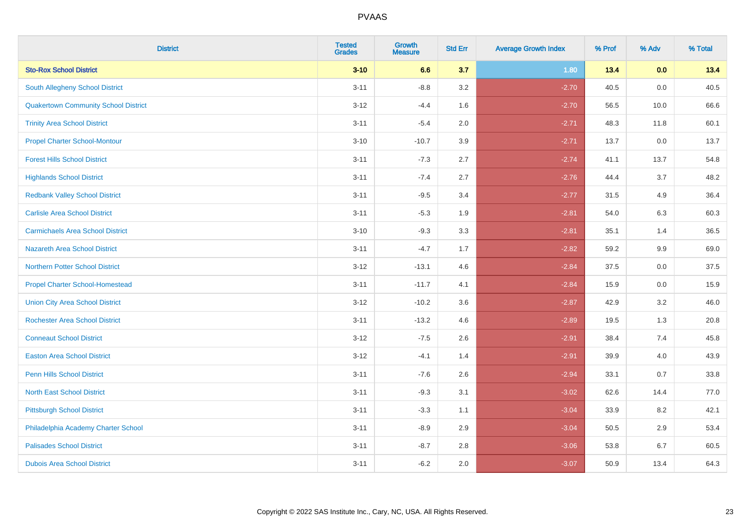| District | Tested Grades | Growth Measure | Std Err | Average Growth Index | % Prof | % Adv | % Total |
|---|---|---|---|---|---|---|---|
| **Sto-Rox School District** | **3-10** | **6.6** | **3.7** | **1.80** | **13.4** | **0.0** | **13.4** |
| South Allegheny School District | 3-11 | -8.8 | 3.2 | -2.70 | 40.5 | 0.0 | 40.5 |
| Quakertown Community School District | 3-12 | -4.4 | 1.6 | -2.70 | 56.5 | 10.0 | 66.6 |
| Trinity Area School District | 3-11 | -5.4 | 2.0 | -2.71 | 48.3 | 11.8 | 60.1 |
| Propel Charter School-Montour | 3-10 | -10.7 | 3.9 | -2.71 | 13.7 | 0.0 | 13.7 |
| Forest Hills School District | 3-11 | -7.3 | 2.7 | -2.74 | 41.1 | 13.7 | 54.8 |
| Highlands School District | 3-11 | -7.4 | 2.7 | -2.76 | 44.4 | 3.7 | 48.2 |
| Redbank Valley School District | 3-11 | -9.5 | 3.4 | -2.77 | 31.5 | 4.9 | 36.4 |
| Carlisle Area School District | 3-11 | -5.3 | 1.9 | -2.81 | 54.0 | 6.3 | 60.3 |
| Carmichaels Area School District | 3-10 | -9.3 | 3.3 | -2.81 | 35.1 | 1.4 | 36.5 |
| Nazareth Area School District | 3-11 | -4.7 | 1.7 | -2.82 | 59.2 | 9.9 | 69.0 |
| Northern Potter School District | 3-12 | -13.1 | 4.6 | -2.84 | 37.5 | 0.0 | 37.5 |
| Propel Charter School-Homestead | 3-11 | -11.7 | 4.1 | -2.84 | 15.9 | 0.0 | 15.9 |
| Union City Area School District | 3-12 | -10.2 | 3.6 | -2.87 | 42.9 | 3.2 | 46.0 |
| Rochester Area School District | 3-11 | -13.2 | 4.6 | -2.89 | 19.5 | 1.3 | 20.8 |
| Conneaut School District | 3-12 | -7.5 | 2.6 | -2.91 | 38.4 | 7.4 | 45.8 |
| Easton Area School District | 3-12 | -4.1 | 1.4 | -2.91 | 39.9 | 4.0 | 43.9 |
| Penn Hills School District | 3-11 | -7.6 | 2.6 | -2.94 | 33.1 | 0.7 | 33.8 |
| North East School District | 3-11 | -9.3 | 3.1 | -3.02 | 62.6 | 14.4 | 77.0 |
| Pittsburgh School District | 3-11 | -3.3 | 1.1 | -3.04 | 33.9 | 8.2 | 42.1 |
| Philadelphia Academy Charter School | 3-11 | -8.9 | 2.9 | -3.04 | 50.5 | 2.9 | 53.4 |
| Palisades School District | 3-11 | -8.7 | 2.8 | -3.06 | 53.8 | 6.7 | 60.5 |
| Dubois Area School District | 3-11 | -6.2 | 2.0 | -3.07 | 50.9 | 13.4 | 64.3 |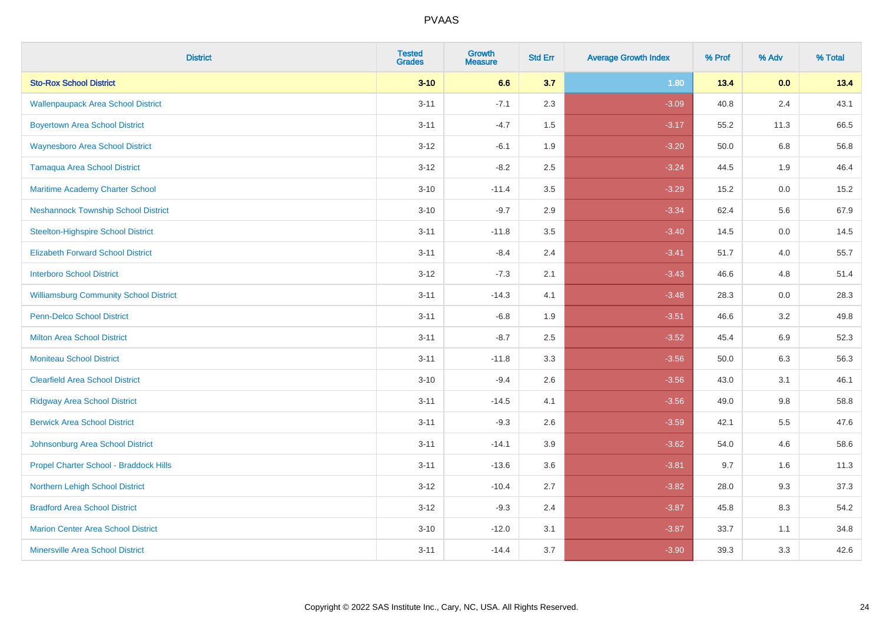| District | Tested Grades | Growth Measure | Std Err | Average Growth Index | % Prof | % Adv | % Total |
|---|---|---|---|---|---|---|---|
| **Sto-Rox School District** | **3-10** | **6.6** | **3.7** | **1.80** | **13.4** | **0.0** | **13.4** |
| Wallenpaupack Area School District | 3-11 | -7.1 | 2.3 | -3.09 | 40.8 | 2.4 | 43.1 |
| Boyertown Area School District | 3-11 | -4.7 | 1.5 | -3.17 | 55.2 | 11.3 | 66.5 |
| Waynesboro Area School District | 3-12 | -6.1 | 1.9 | -3.20 | 50.0 | 6.8 | 56.8 |
| Tamaqua Area School District | 3-12 | -8.2 | 2.5 | -3.24 | 44.5 | 1.9 | 46.4 |
| Maritime Academy Charter School | 3-10 | -11.4 | 3.5 | -3.29 | 15.2 | 0.0 | 15.2 |
| Neshannock Township School District | 3-10 | -9.7 | 2.9 | -3.34 | 62.4 | 5.6 | 67.9 |
| Steelton-Highspire School District | 3-11 | -11.8 | 3.5 | -3.40 | 14.5 | 0.0 | 14.5 |
| Elizabeth Forward School District | 3-11 | -8.4 | 2.4 | -3.41 | 51.7 | 4.0 | 55.7 |
| Interboro School District | 3-12 | -7.3 | 2.1 | -3.43 | 46.6 | 4.8 | 51.4 |
| Williamsburg Community School District | 3-11 | -14.3 | 4.1 | -3.48 | 28.3 | 0.0 | 28.3 |
| Penn-Delco School District | 3-11 | -6.8 | 1.9 | -3.51 | 46.6 | 3.2 | 49.8 |
| Milton Area School District | 3-11 | -8.7 | 2.5 | -3.52 | 45.4 | 6.9 | 52.3 |
| Moniteau School District | 3-11 | -11.8 | 3.3 | -3.56 | 50.0 | 6.3 | 56.3 |
| Clearfield Area School District | 3-10 | -9.4 | 2.6 | -3.56 | 43.0 | 3.1 | 46.1 |
| Ridgway Area School District | 3-11 | -14.5 | 4.1 | -3.56 | 49.0 | 9.8 | 58.8 |
| Berwick Area School District | 3-11 | -9.3 | 2.6 | -3.59 | 42.1 | 5.5 | 47.6 |
| Johnsonburg Area School District | 3-11 | -14.1 | 3.9 | -3.62 | 54.0 | 4.6 | 58.6 |
| Propel Charter School - Braddock Hills | 3-11 | -13.6 | 3.6 | -3.81 | 9.7 | 1.6 | 11.3 |
| Northern Lehigh School District | 3-12 | -10.4 | 2.7 | -3.82 | 28.0 | 9.3 | 37.3 |
| Bradford Area School District | 3-12 | -9.3 | 2.4 | -3.87 | 45.8 | 8.3 | 54.2 |
| Marion Center Area School District | 3-10 | -12.0 | 3.1 | -3.87 | 33.7 | 1.1 | 34.8 |
| Minersville Area School District | 3-11 | -14.4 | 3.7 | -3.90 | 39.3 | 3.3 | 42.6 |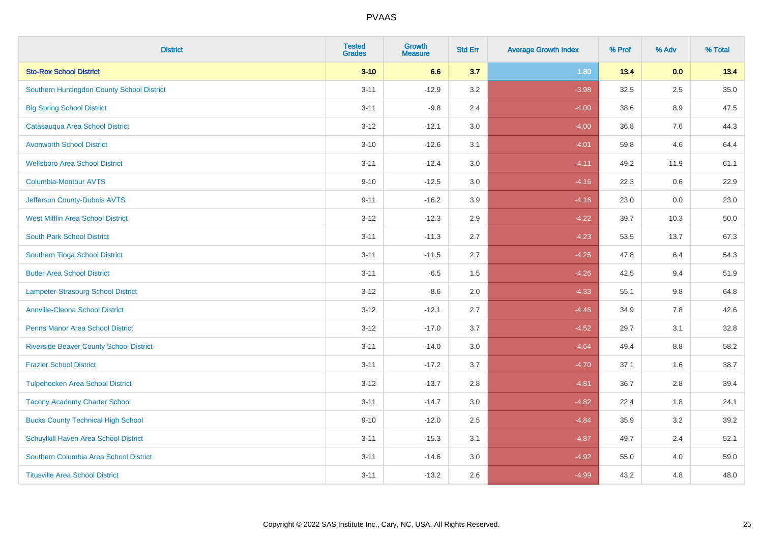| District | Tested Grades | Growth Measure | Std Err | Average Growth Index | % Prof | % Adv | % Total |
|---|---|---|---|---|---|---|---|
| **Sto-Rox School District** | **3-10** | **6.6** | **3.7** | **1.80** | **13.4** | **0.0** | **13.4** |
| Southern Huntingdon County School District | 3-11 | -12.9 | 3.2 | -3.98 | 32.5 | 2.5 | 35.0 |
| Big Spring School District | 3-11 | -9.8 | 2.4 | -4.00 | 38.6 | 8.9 | 47.5 |
| Catasauqua Area School District | 3-12 | -12.1 | 3.0 | -4.00 | 36.8 | 7.6 | 44.3 |
| Avonworth School District | 3-10 | -12.6 | 3.1 | -4.01 | 59.8 | 4.6 | 64.4 |
| Wellsboro Area School District | 3-11 | -12.4 | 3.0 | -4.11 | 49.2 | 11.9 | 61.1 |
| Columbia-Montour AVTS | 9-10 | -12.5 | 3.0 | -4.16 | 22.3 | 0.6 | 22.9 |
| Jefferson County-Dubois AVTS | 9-11 | -16.2 | 3.9 | -4.16 | 23.0 | 0.0 | 23.0 |
| West Mifflin Area School District | 3-12 | -12.3 | 2.9 | -4.22 | 39.7 | 10.3 | 50.0 |
| South Park School District | 3-11 | -11.3 | 2.7 | -4.23 | 53.5 | 13.7 | 67.3 |
| Southern Tioga School District | 3-11 | -11.5 | 2.7 | -4.25 | 47.8 | 6.4 | 54.3 |
| Butler Area School District | 3-11 | -6.5 | 1.5 | -4.26 | 42.5 | 9.4 | 51.9 |
| Lampeter-Strasburg School District | 3-12 | -8.6 | 2.0 | -4.33 | 55.1 | 9.8 | 64.8 |
| Annville-Cleona School District | 3-12 | -12.1 | 2.7 | -4.46 | 34.9 | 7.8 | 42.6 |
| Penns Manor Area School District | 3-12 | -17.0 | 3.7 | -4.52 | 29.7 | 3.1 | 32.8 |
| Riverside Beaver County School District | 3-11 | -14.0 | 3.0 | -4.64 | 49.4 | 8.8 | 58.2 |
| Frazier School District | 3-11 | -17.2 | 3.7 | -4.70 | 37.1 | 1.6 | 38.7 |
| Tulpehocken Area School District | 3-12 | -13.7 | 2.8 | -4.81 | 36.7 | 2.8 | 39.4 |
| Tacony Academy Charter School | 3-11 | -14.7 | 3.0 | -4.82 | 22.4 | 1.8 | 24.1 |
| Bucks County Technical High School | 9-10 | -12.0 | 2.5 | -4.84 | 35.9 | 3.2 | 39.2 |
| Schuylkill Haven Area School District | 3-11 | -15.3 | 3.1 | -4.87 | 49.7 | 2.4 | 52.1 |
| Southern Columbia Area School District | 3-11 | -14.6 | 3.0 | -4.92 | 55.0 | 4.0 | 59.0 |
| Titusville Area School District | 3-11 | -13.2 | 2.6 | -4.99 | 43.2 | 4.8 | 48.0 |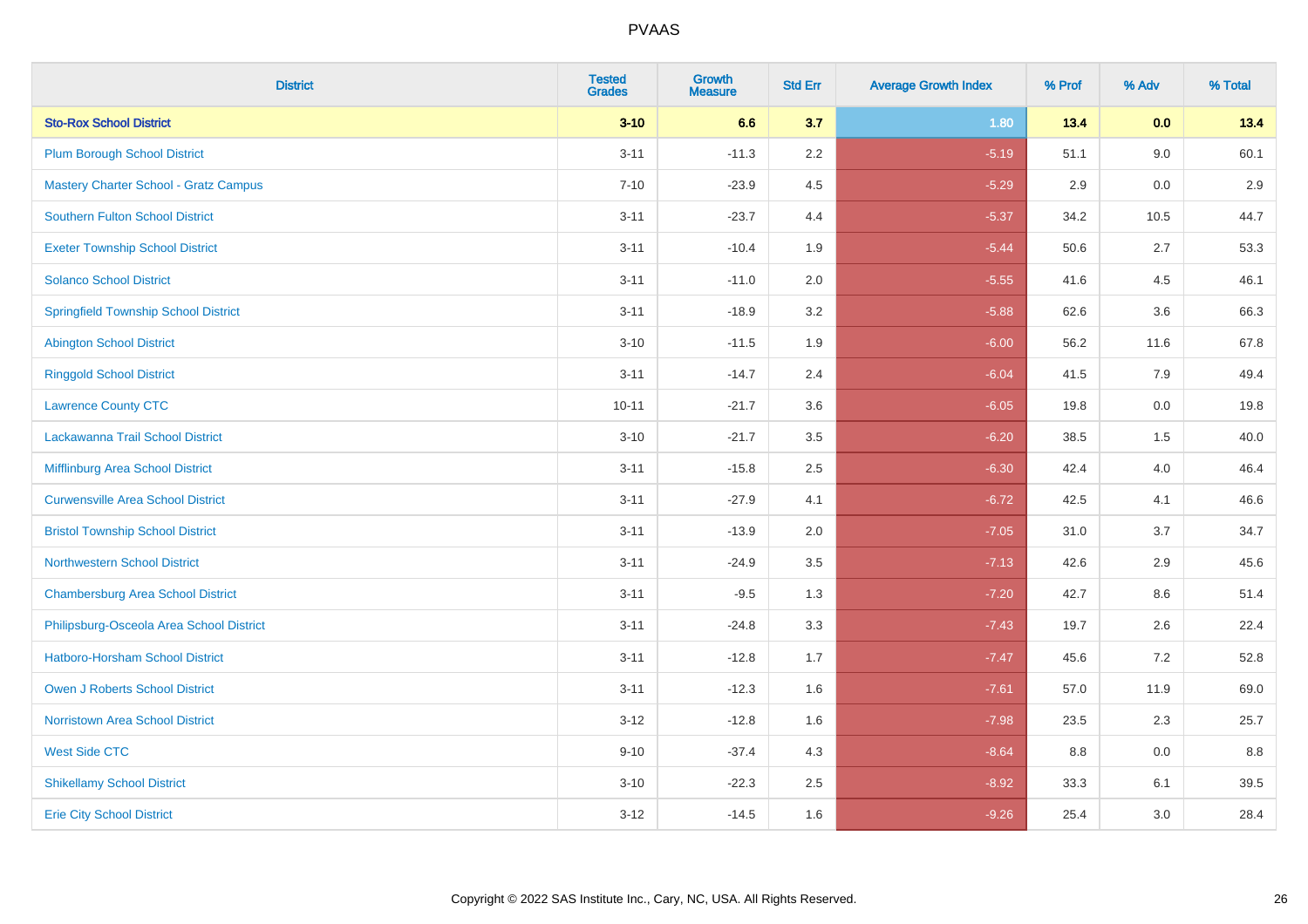| District | Tested Grades | Growth Measure | Std Err | Average Growth Index | % Prof | % Adv | % Total |
|---|---|---|---|---|---|---|---|
| **Sto-Rox School District** | **3-10** | **6.6** | **3.7** | **1.80** | **13.4** | **0.0** | **13.4** |
| Plum Borough School District | 3-11 | -11.3 | 2.2 | -5.19 | 51.1 | 9.0 | 60.1 |
| Mastery Charter School - Gratz Campus | 7-10 | -23.9 | 4.5 | -5.29 | 2.9 | 0.0 | 2.9 |
| Southern Fulton School District | 3-11 | -23.7 | 4.4 | -5.37 | 34.2 | 10.5 | 44.7 |
| Exeter Township School District | 3-11 | -10.4 | 1.9 | -5.44 | 50.6 | 2.7 | 53.3 |
| Solanco School District | 3-11 | -11.0 | 2.0 | -5.55 | 41.6 | 4.5 | 46.1 |
| Springfield Township School District | 3-11 | -18.9 | 3.2 | -5.88 | 62.6 | 3.6 | 66.3 |
| Abington School District | 3-10 | -11.5 | 1.9 | -6.00 | 56.2 | 11.6 | 67.8 |
| Ringgold School District | 3-11 | -14.7 | 2.4 | -6.04 | 41.5 | 7.9 | 49.4 |
| Lawrence County CTC | 10-11 | -21.7 | 3.6 | -6.05 | 19.8 | 0.0 | 19.8 |
| Lackawanna Trail School District | 3-10 | -21.7 | 3.5 | -6.20 | 38.5 | 1.5 | 40.0 |
| Mifflinburg Area School District | 3-11 | -15.8 | 2.5 | -6.30 | 42.4 | 4.0 | 46.4 |
| Curwensville Area School District | 3-11 | -27.9 | 4.1 | -6.72 | 42.5 | 4.1 | 46.6 |
| Bristol Township School District | 3-11 | -13.9 | 2.0 | -7.05 | 31.0 | 3.7 | 34.7 |
| Northwestern School District | 3-11 | -24.9 | 3.5 | -7.13 | 42.6 | 2.9 | 45.6 |
| Chambersburg Area School District | 3-11 | -9.5 | 1.3 | -7.20 | 42.7 | 8.6 | 51.4 |
| Philipsburg-Osceola Area School District | 3-11 | -24.8 | 3.3 | -7.43 | 19.7 | 2.6 | 22.4 |
| Hatboro-Horsham School District | 3-11 | -12.8 | 1.7 | -7.47 | 45.6 | 7.2 | 52.8 |
| Owen J Roberts School District | 3-11 | -12.3 | 1.6 | -7.61 | 57.0 | 11.9 | 69.0 |
| Norristown Area School District | 3-12 | -12.8 | 1.6 | -7.98 | 23.5 | 2.3 | 25.7 |
| West Side CTC | 9-10 | -37.4 | 4.3 | -8.64 | 8.8 | 0.0 | 8.8 |
| Shikellamy School District | 3-10 | -22.3 | 2.5 | -8.92 | 33.3 | 6.1 | 39.5 |
| Erie City School District | 3-12 | -14.5 | 1.6 | -9.26 | 25.4 | 3.0 | 28.4 |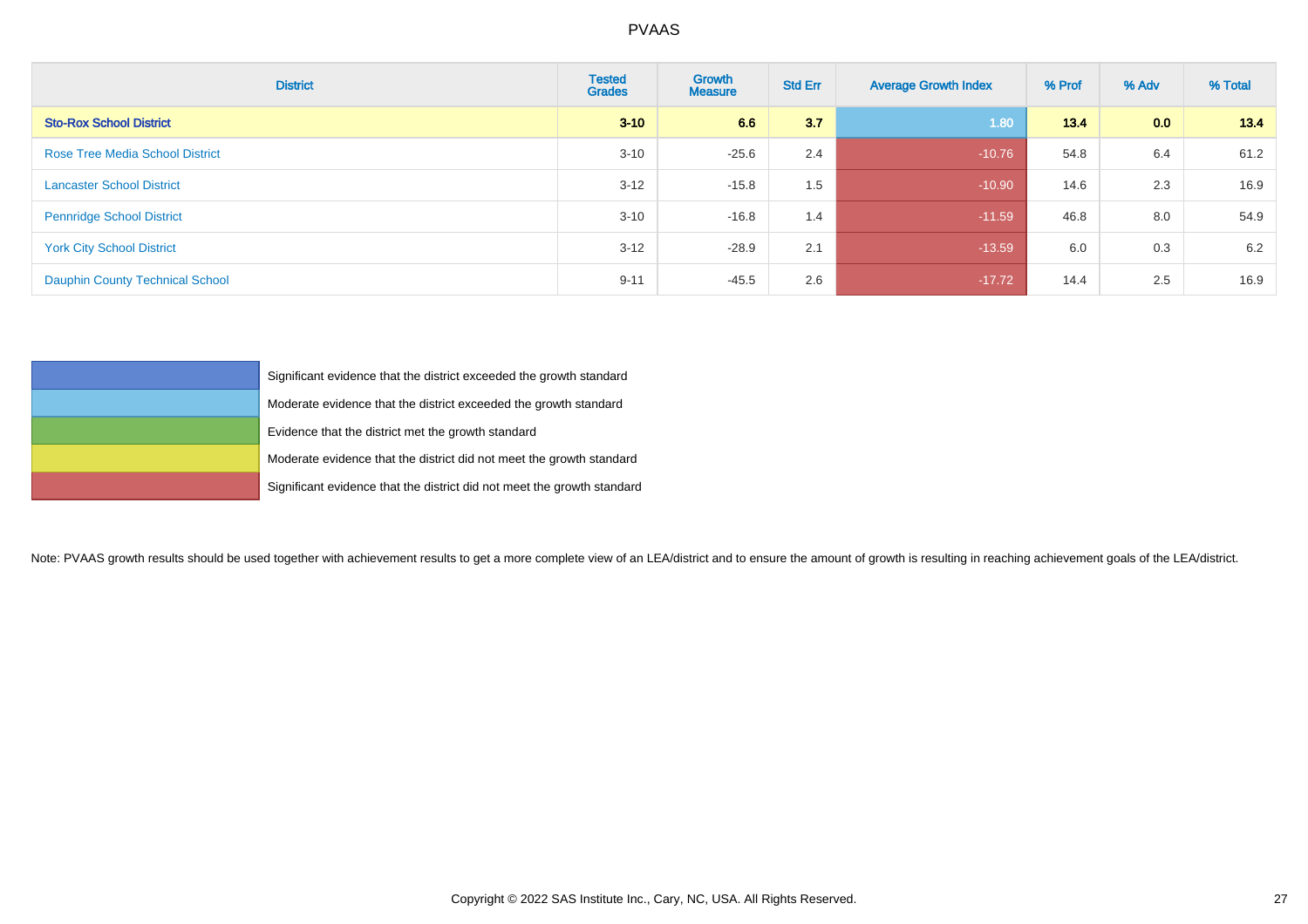# PVAAS

| District | Tested Grades | Growth Measure | Std Err | Average Growth Index | % Prof | % Adv | % Total |
|---|---|---|---|---|---|---|---|
| **Sto-Rox School District** | **3-10** | **6.6** | **3.7** | **1.80** | **13.4** | **0.0** | **13.4** |
| Rose Tree Media School District | 3-10 | -25.6 | 2.4 | -10.76 | 54.8 | 6.4 | 61.2 |
| Lancaster School District | 3-12 | -15.8 | 1.5 | -10.90 | 14.6 | 2.3 | 16.9 |
| Pennridge School District | 3-10 | -16.8 | 1.4 | -11.59 | 46.8 | 8.0 | 54.9 |
| York City School District | 3-12 | -28.9 | 2.1 | -13.59 | 6.0 | 0.3 | 6.2 |
| Dauphin County Technical School | 9-11 | -45.5 | 2.6 | -17.72 | 14.4 | 2.5 | 16.9 |

Significant evidence that the district exceeded the growth standard

Moderate evidence that the district exceeded the growth standard

Evidence that the district met the growth standard

Moderate evidence that the district did not meet the growth standard

Significant evidence that the district did not meet the growth standard

Note: PVAAS growth results should be used together with achievement results to get a more complete view of an LEA/district and to ensure the amount of growth is resulting in reaching achievement goals of the LEA/district.

Copyright © 2022 SAS Institute Inc., Cary, NC, USA. All Rights Reserved.